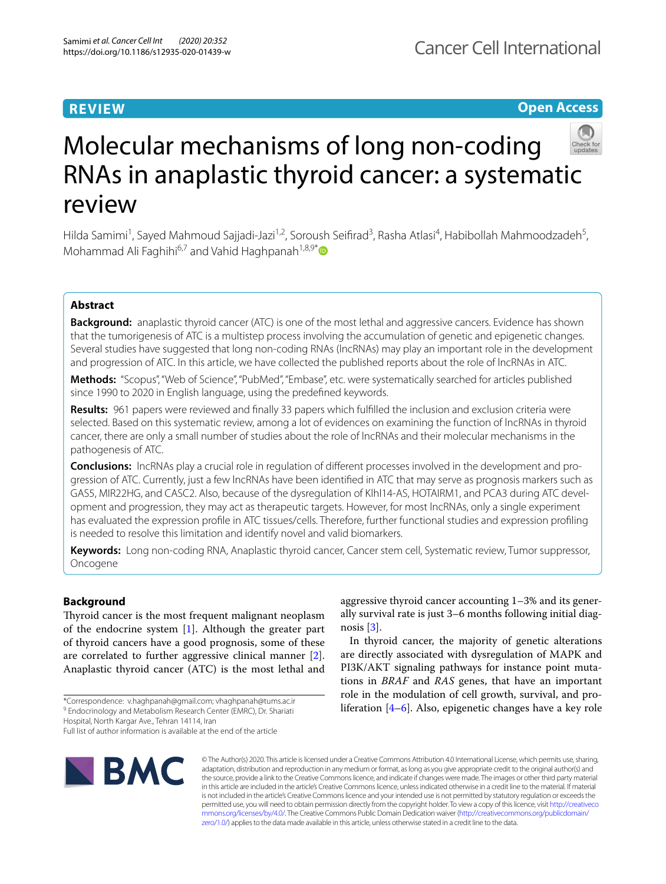REVIEW

Open Access

# Molecular mechanisms of long non-coding RNAs in anaplastic thyroid cancer: a systematic review

Hilda Samimi[1], Sayed Mahmoud Sajjadi-Jazi[1,2], Soroush Seifirad[3], Rasha Atlasi[4], Habibollah Mahmoodzadeh[5], Mohammad Ali Faghihi[6,7] and Vahid Haghpanah[1,8,9*]

## Abstract

**Background:** anaplastic thyroid cancer (ATC) is one of the most lethal and aggressive cancers. Evidence has shown that the tumorigenesis of ATC is a multistep process involving the accumulation of genetic and epigenetic changes. Several studies have suggested that long non-coding RNAs (lncRNAs) may play an important role in the development and progression of ATC. In this article, we have collected the published reports about the role of lncRNAs in ATC.

**Methods:** "Scopus", "Web of Science", "PubMed", "Embase", etc. were systematically searched for articles published since 1990 to 2020 in English language, using the predefined keywords.

**Results:** 961 papers were reviewed and finally 33 papers which fulfilled the inclusion and exclusion criteria were selected. Based on this systematic review, among a lot of evidences on examining the function of lncRNAs in thyroid cancer, there are only a small number of studies about the role of lncRNAs and their molecular mechanisms in the pathogenesis of ATC.

**Conclusions:** lncRNAs play a crucial role in regulation of different processes involved in the development and progression of ATC. Currently, just a few lncRNAs have been identified in ATC that may serve as prognosis markers such as GAS5, MIR22HG, and CASC2. Also, because of the dysregulation of Klhl14-AS, HOTAIRM1, and PCA3 during ATC development and progression, they may act as therapeutic targets. However, for most lncRNAs, only a single experiment has evaluated the expression profile in ATC tissues/cells. Therefore, further functional studies and expression profiling is needed to resolve this limitation and identify novel and valid biomarkers.

**Keywords:** Long non-coding RNA, Anaplastic thyroid cancer, Cancer stem cell, Systematic review, Tumor suppressor, Oncogene

## Background

Thyroid cancer is the most frequent malignant neoplasm of the endocrine system [1]. Although the greater part of thyroid cancers have a good prognosis, some of these are correlated to further aggressive clinical manner [2]. Anaplastic thyroid cancer (ATC) is the most lethal and aggressive thyroid cancer accounting 1–3% and its generally survival rate is just 3–6 months following initial diagnosis [3].

In thyroid cancer, the majority of genetic alterations are directly associated with dysregulation of MAPK and PI3K/AKT signaling pathways for instance point mutations in *BRAF* and *RAS* genes, that have an important role in the modulation of cell growth, survival, and proliferation [4–6]. Also, epigenetic changes have a key role

*Correspondence: v.haghpanah@gmail.com; vhaghpanah@tums.ac.ir
[9] Endocrinology and Metabolism Research Center (EMRC), Dr. Shariati Hospital, North Kargar Ave., Tehran 14114, Iran
Full list of author information is available at the end of the article

© The Author(s) 2020. This article is licensed under a Creative Commons Attribution 4.0 International License, which permits use, sharing, adaptation, distribution and reproduction in any medium or format, as long as you give appropriate credit to the original author(s) and the source, provide a link to the Creative Commons licence, and indicate if changes were made. The images or other third party material in this article are included in the article's Creative Commons licence, unless indicated otherwise in a credit line to the material. If material is not included in the article's Creative Commons licence and your intended use is not permitted by statutory regulation or exceeds the permitted use, you will need to obtain permission directly from the copyright holder. To view a copy of this licence, visit http://creativecommons.org/licenses/by/4.0/. The Creative Commons Public Domain Dedication waiver (http://creativecommons.org/publicdomain/zero/1.0/) applies to the data made available in this article, unless otherwise stated in a credit line to the data.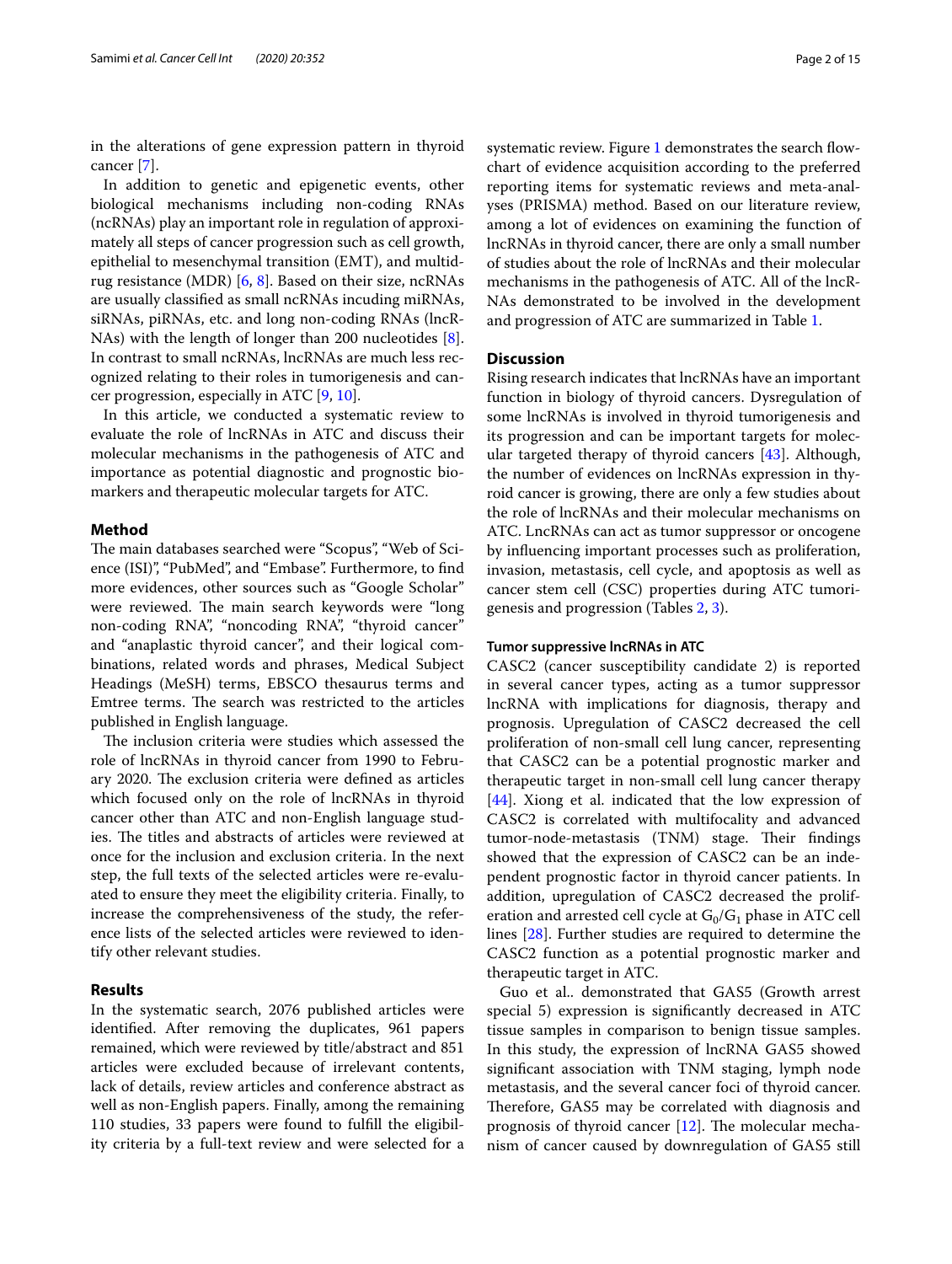in the alterations of gene expression pattern in thyroid cancer [7].

In addition to genetic and epigenetic events, other biological mechanisms including non-coding RNAs (ncRNAs) play an important role in regulation of approximately all steps of cancer progression such as cell growth, epithelial to mesenchymal transition (EMT), and multidrug resistance (MDR) [6, 8]. Based on their size, ncRNAs are usually classified as small ncRNAs incuding miRNAs, siRNAs, piRNAs, etc. and long non-coding RNAs (lncRNAs) with the length of longer than 200 nucleotides [8]. In contrast to small ncRNAs, lncRNAs are much less recognized relating to their roles in tumorigenesis and cancer progression, especially in ATC [9, 10].

In this article, we conducted a systematic review to evaluate the role of lncRNAs in ATC and discuss their molecular mechanisms in the pathogenesis of ATC and importance as potential diagnostic and prognostic biomarkers and therapeutic molecular targets for ATC.

## Method

The main databases searched were "Scopus", "Web of Science (ISI)", "PubMed", and "Embase". Furthermore, to find more evidences, other sources such as "Google Scholar" were reviewed. The main search keywords were "long non-coding RNA", "noncoding RNA", "thyroid cancer" and "anaplastic thyroid cancer", and their logical combinations, related words and phrases, Medical Subject Headings (MeSH) terms, EBSCO thesaurus terms and Emtree terms. The search was restricted to the articles published in English language.

The inclusion criteria were studies which assessed the role of lncRNAs in thyroid cancer from 1990 to February 2020. The exclusion criteria were defined as articles which focused only on the role of lncRNAs in thyroid cancer other than ATC and non-English language studies. The titles and abstracts of articles were reviewed at once for the inclusion and exclusion criteria. In the next step, the full texts of the selected articles were re-evaluated to ensure they meet the eligibility criteria. Finally, to increase the comprehensiveness of the study, the reference lists of the selected articles were reviewed to identify other relevant studies.

## Results

In the systematic search, 2076 published articles were identified. After removing the duplicates, 961 papers remained, which were reviewed by title/abstract and 851 articles were excluded because of irrelevant contents, lack of details, review articles and conference abstract as well as non-English papers. Finally, among the remaining 110 studies, 33 papers were found to fulfill the eligibility criteria by a full-text review and were selected for a systematic review. Figure 1 demonstrates the search flowchart of evidence acquisition according to the preferred reporting items for systematic reviews and meta-analyses (PRISMA) method. Based on our literature review, among a lot of evidences on examining the function of lncRNAs in thyroid cancer, there are only a small number of studies about the role of lncRNAs and their molecular mechanisms in the pathogenesis of ATC. All of the lncRNAs demonstrated to be involved in the development and progression of ATC are summarized in Table 1.

## Discussion

Rising research indicates that lncRNAs have an important function in biology of thyroid cancers. Dysregulation of some lncRNAs is involved in thyroid tumorigenesis and its progression and can be important targets for molecular targeted therapy of thyroid cancers [43]. Although, the number of evidences on lncRNAs expression in thyroid cancer is growing, there are only a few studies about the role of lncRNAs and their molecular mechanisms on ATC. LncRNAs can act as tumor suppressor or oncogene by influencing important processes such as proliferation, invasion, metastasis, cell cycle, and apoptosis as well as cancer stem cell (CSC) properties during ATC tumorigenesis and progression (Tables 2, 3).

### Tumor suppressive lncRNAs in ATC

CASC2 (cancer susceptibility candidate 2) is reported in several cancer types, acting as a tumor suppressor lncRNA with implications for diagnosis, therapy and prognosis. Upregulation of CASC2 decreased the cell proliferation of non-small cell lung cancer, representing that CASC2 can be a potential prognostic marker and therapeutic target in non-small cell lung cancer therapy [44]. Xiong et al. indicated that the low expression of CASC2 is correlated with multifocality and advanced tumor-node-metastasis (TNM) stage. Their findings showed that the expression of CASC2 can be an independent prognostic factor in thyroid cancer patients. In addition, upregulation of CASC2 decreased the proliferation and arrested cell cycle at $G_0/G_1$ phase in ATC cell lines [28]. Further studies are required to determine the CASC2 function as a potential prognostic marker and therapeutic target in ATC.

Guo et al.. demonstrated that GAS5 (Growth arrest special 5) expression is significantly decreased in ATC tissue samples in comparison to benign tissue samples. In this study, the expression of lncRNA GAS5 showed significant association with TNM staging, lymph node metastasis, and the several cancer foci of thyroid cancer. Therefore, GAS5 may be correlated with diagnosis and prognosis of thyroid cancer [12]. The molecular mechanism of cancer caused by downregulation of GAS5 still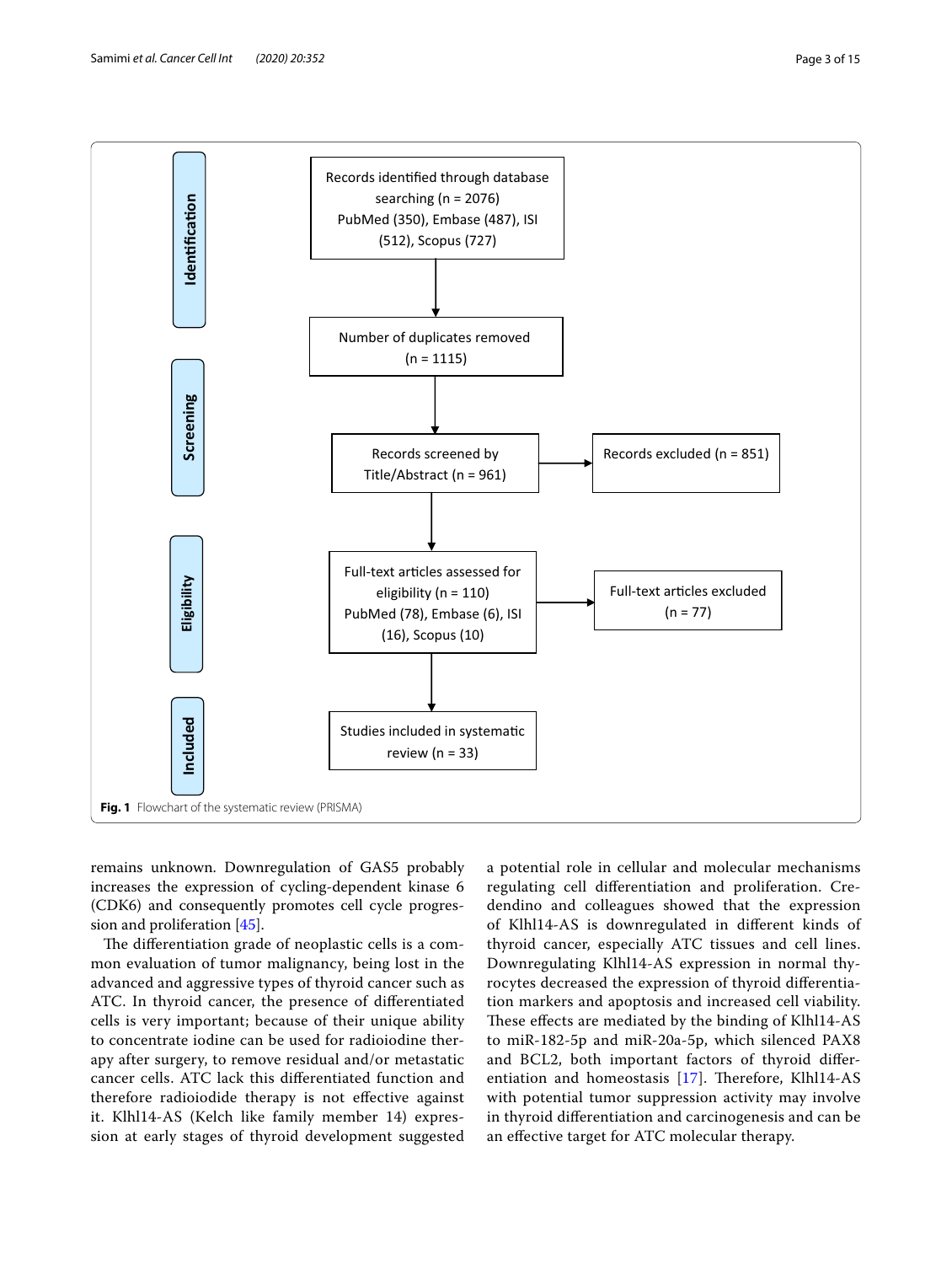Identification

Records identified through database searching (n = 2076)
PubMed (350), Embase (487), ISI (512), Scopus (727)

Number of duplicates removed (n = 1115)

Screening

Records screened by Title/Abstract (n = 961)

Records excluded (n = 851)

Eligibility

Full-text articles assessed for eligibility (n = 110)
PubMed (78), Embase (6), ISI (16), Scopus (10)

Full-text articles excluded (n = 77)

Included

Studies included in systematic review (n = 33)

**Fig. 1** Flowchart of the systematic review (PRISMA)

remains unknown. Downregulation of GAS5 probably increases the expression of cycling-dependent kinase 6 (CDK6) and consequently promotes cell cycle progression and proliferation [45].

The differentiation grade of neoplastic cells is a common evaluation of tumor malignancy, being lost in the advanced and aggressive types of thyroid cancer such as ATC. In thyroid cancer, the presence of differentiated cells is very important; because of their unique ability to concentrate iodine can be used for radioiodine therapy after surgery, to remove residual and/or metastatic cancer cells. ATC lack this differentiated function and therefore radioiodide therapy is not effective against it. Klhl14-AS (Kelch like family member 14) expression at early stages of thyroid development suggested a potential role in cellular and molecular mechanisms regulating cell differentiation and proliferation. Credendino and colleagues showed that the expression of Klhl14-AS is downregulated in different kinds of thyroid cancer, especially ATC tissues and cell lines. Downregulating Klhl14-AS expression in normal thyrocytes decreased the expression of thyroid differentiation markers and apoptosis and increased cell viability. These effects are mediated by the binding of Klhl14-AS to miR-182-5p and miR-20a-5p, which silenced PAX8 and BCL2, both important factors of thyroid differentiation and homeostasis [17]. Therefore, Klhl14-AS with potential tumor suppression activity may involve in thyroid differentiation and carcinogenesis and can be an effective target for ATC molecular therapy.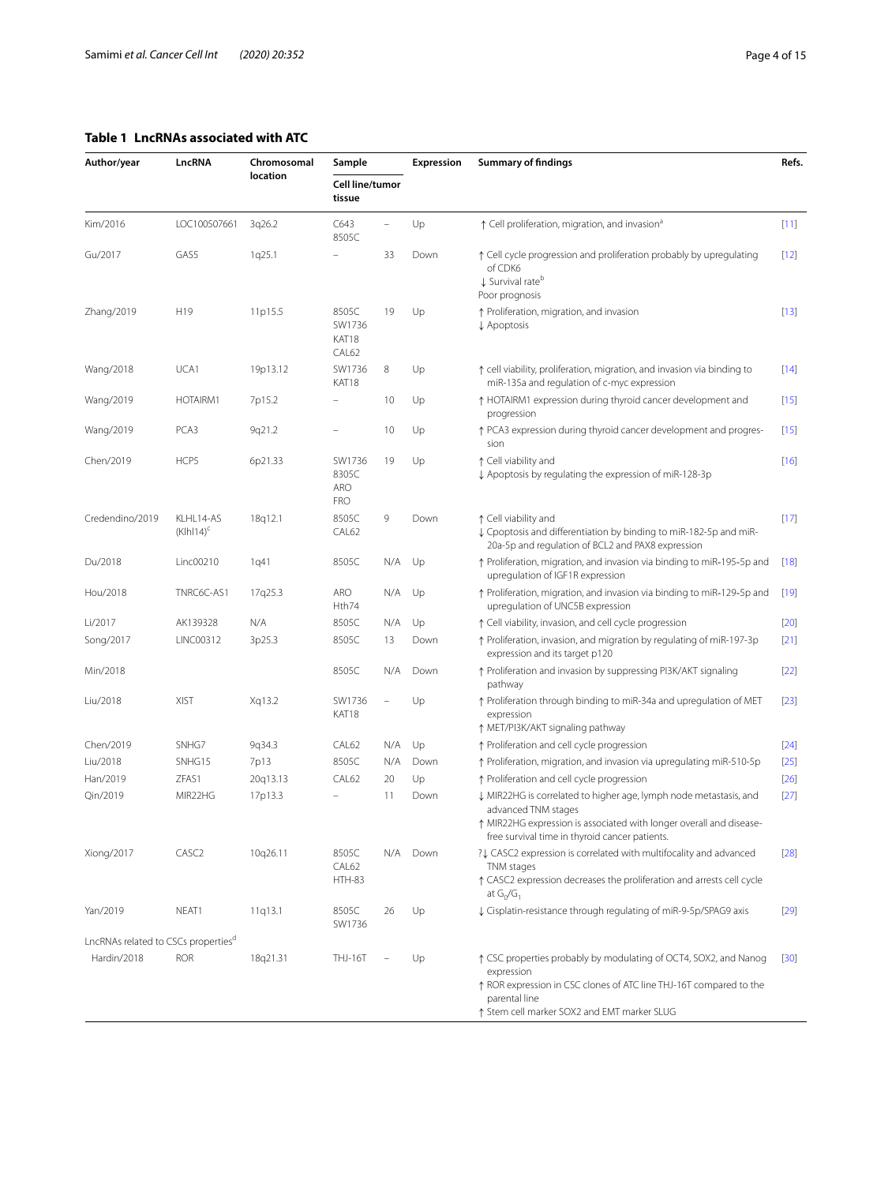**Table 1 LncRNAs associated with ATC**

| Author/year | LncRNA | Chromosomal location | Sample | | Expression | Summary of findings | Refs. |
|---|---|---|---|---|---|---|---|
| | | | Cell line/tumor tissue | | | | |
| Kim/2016 | LOC100507661 | 3q26.2 | C643 8505C | – | Up | ↑ Cell proliferation, migration, and invasion[a] | [11] |
| Gu/2017 | GAS5 | 1q25.1 | – | 33 | Down | ↑ Cell cycle progression and proliferation probably by upregulating of CDK6<br>↓ Survival rate[b]<br>Poor prognosis | [12] |
| Zhang/2019 | H19 | 11p15.5 | 8505C SW1736 KAT18 CAL62 | 19 | Up | ↑ Proliferation, migration, and invasion<br>↓ Apoptosis | [13] |
| Wang/2018 | UCA1 | 19p13.12 | SW1736 KAT18 | 8 | Up | ↑ cell viability, proliferation, migration, and invasion via binding to miR-135a and regulation of c-myc expression | [14] |
| Wang/2019 | HOTAIRM1 | 7p15.2 | – | 10 | Up | ↑ HOTAIRM1 expression during thyroid cancer development and progression | [15] |
| Wang/2019 | PCA3 | 9q21.2 | – | 10 | Up | ↑ PCA3 expression during thyroid cancer development and progression | [15] |
| Chen/2019 | HCP5 | 6p21.33 | SW1736 8305C ARO FRO | 19 | Up | ↑ Cell viability and<br>↓ Apoptosis by regulating the expression of miR-128-3p | [16] |
| Credendino/2019 | KLHL14-AS (Klhl14)[c] | 18q12.1 | 8505C CAL62 | 9 | Down | ↑ Cell viability and<br>↓ Cpoptosis and differentiation by binding to miR-182-5p and miR-20a-5p and regulation of BCL2 and PAX8 expression | [17] |
| Du/2018 | Linc00210 | 1q41 | 8505C | N/A | Up | ↑ Proliferation, migration, and invasion via binding to miR-195-5p and upregulation of IGF1R expression | [18] |
| Hou/2018 | TNRC6C-AS1 | 17q25.3 | ARO Hth74 | N/A | Up | ↑ Proliferation, migration, and invasion via binding to miR-129-5p and upregulation of UNC5B expression | [19] |
| Li/2017 | AK139328 | N/A | 8505C | N/A | Up | ↑ Cell viability, invasion, and cell cycle progression | [20] |
| Song/2017 | LINC00312 | 3p25.3 | 8505C | 13 | Down | ↑ Proliferation, invasion, and migration by regulating of miR-197-3p expression and its target p120 | [21] |
| Min/2018 | | | 8505C | N/A | Down | ↑ Proliferation and invasion by suppressing PI3K/AKT signaling pathway | [22] |
| Liu/2018 | XIST | Xq13.2 | SW1736 KAT18 | – | Up | ↑ Proliferation through binding to miR-34a and upregulation of MET expression<br>↑ MET/PI3K/AKT signaling pathway | [23] |
| Chen/2019 | SNHG7 | 9q34.3 | CAL62 | N/A | Up | ↑ Proliferation and cell cycle progression | [24] |
| Liu/2018 | SNHG15 | 7p13 | 8505C | N/A | Down | ↑ Proliferation, migration, and invasion via upregulating miR-510-5p | [25] |
| Han/2019 | ZFAS1 | 20q13.13 | CAL62 | 20 | Up | ↑ Proliferation and cell cycle progression | [26] |
| Qin/2019 | MIR22HG | 17p13.3 | – | 11 | Down | ↓ MIR22HG is correlated to higher age, lymph node metastasis, and advanced TNM stages<br>↑ MIR22HG expression is associated with longer overall and disease-free survival time in thyroid cancer patients. | [27] |
| Xiong/2017 | CASC2 | 10q26.11 | 8505C CAL62 HTH-83 | N/A | Down | ?↓ CASC2 expression is correlated with multifocality and advanced TNM stages<br>↑ CASC2 expression decreases the proliferation and arrests cell cycle at $G_0/G_1$ | [28] |
| Yan/2019 | NEAT1 | 11q13.1 | 8505C SW1736 | 26 | Up | ↓ Cisplatin-resistance through regulating of miR-9-5p/SPAG9 axis | [29] |
| LncRNAs related to CSCs properties[d] | | | | | | | |
| Hardin/2018 | ROR | 18q21.31 | THJ-16T | – | Up | ↑ CSC properties probably by modulating of OCT4, SOX2, and Nanog expression<br>↑ ROR expression in CSC clones of ATC line THJ-16T compared to the parental line<br>↑ Stem cell marker SOX2 and EMT marker SLUG | [30] |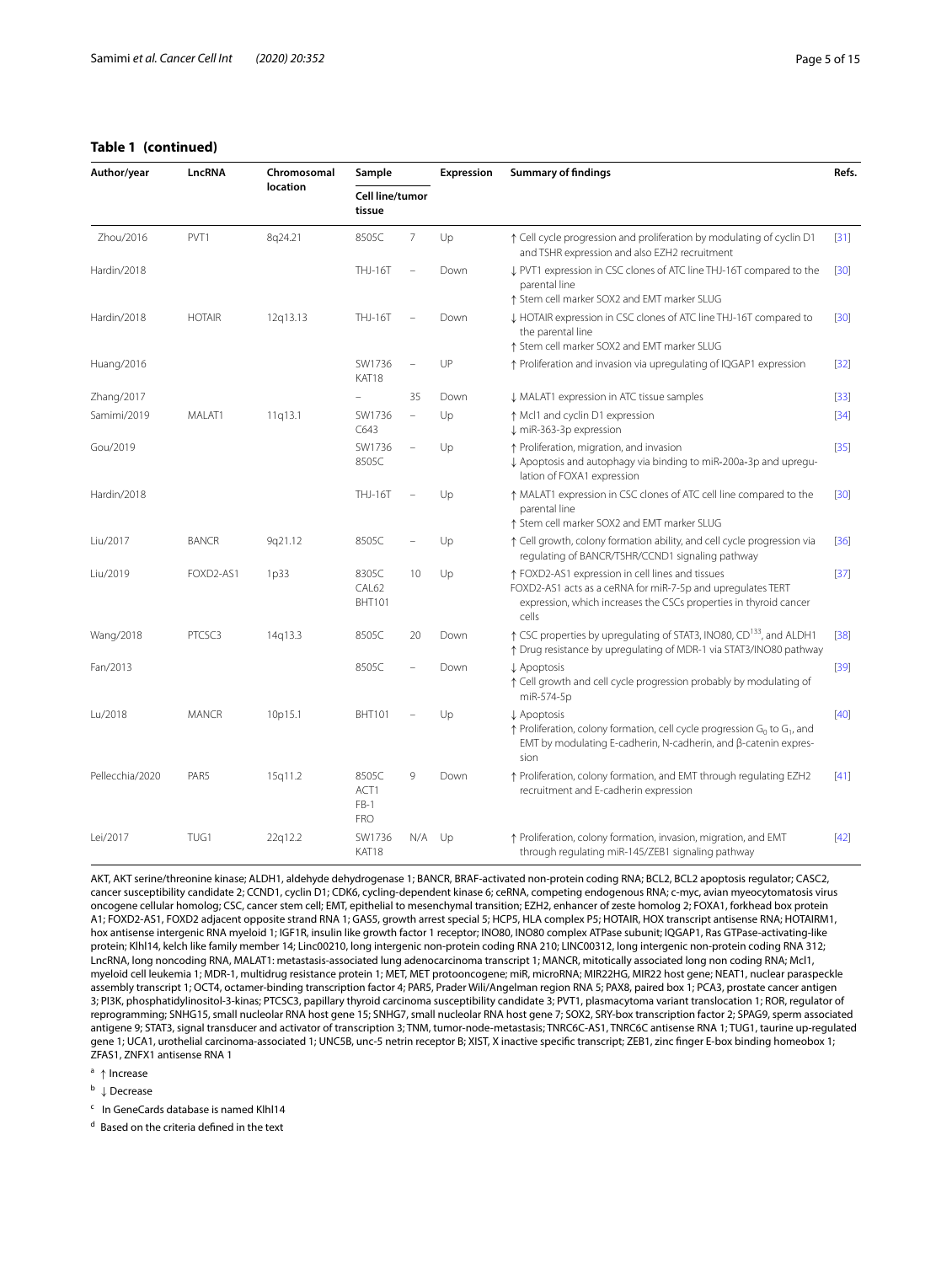**Table 1 (continued)**

| Author/year | LncRNA | Chromosomal location | Sample | | Expression | Summary of findings | Refs. |
|---|---|---|---|---|---|---|---|
| | | | Cell line/tumor tissue | | | | |
| Zhou/2016 | PVT1 | 8q24.21 | 8505C | 7 | Up | ↑ Cell cycle progression and proliferation by modulating of cyclin D1 and TSHR expression and also EZH2 recruitment | [31] |
| Hardin/2018 | | | THJ-16T | – | Down | ↓ PVT1 expression in CSC clones of ATC line THJ-16T compared to the parental line<br>↑ Stem cell marker SOX2 and EMT marker SLUG | [30] |
| Hardin/2018 | HOTAIR | 12q13.13 | THJ-16T | – | Down | ↓ HOTAIR expression in CSC clones of ATC line THJ-16T compared to the parental line<br>↑ Stem cell marker SOX2 and EMT marker SLUG | [30] |
| Huang/2016 | | | SW1736<br>KAT18 | – | UP | ↑ Proliferation and invasion via upregulating of IQGAP1 expression | [32] |
| Zhang/2017 | | | – | 35 | Down | ↓ MALAT1 expression in ATC tissue samples | [33] |
| Samimi/2019 | MALAT1 | 11q13.1 | SW1736<br>C643 | – | Up | ↑ Mcl1 and cyclin D1 expression<br>↓ miR-363-3p expression | [34] |
| Gou/2019 | | | SW1736<br>8505C | – | Up | ↑ Proliferation, migration, and invasion<br>↓ Apoptosis and autophagy via binding to miR-200a-3p and upregulation of FOXA1 expression | [35] |
| Hardin/2018 | | | THJ-16T | – | Up | ↑ MALAT1 expression in CSC clones of ATC cell line compared to the parental line<br>↑ Stem cell marker SOX2 and EMT marker SLUG | [30] |
| Liu/2017 | BANCR | 9q21.12 | 8505C | – | Up | ↑ Cell growth, colony formation ability, and cell cycle progression via regulating of BANCR/TSHR/CCND1 signaling pathway | [36] |
| Liu/2019 | FOXD2-AS1 | 1p33 | 8305C<br>CAL62<br>BHT101 | 10 | Up | ↑ FOXD2-AS1 expression in cell lines and tissues<br>FOXD2-AS1 acts as a ceRNA for miR-7-5p and upregulates TERT expression, which increases the CSCs properties in thyroid cancer cells | [37] |
| Wang/2018 | PTCSC3 | 14q13.3 | 8505C | 20 | Down | ↑ CSC properties by upregulating of STAT3, INO80, CD[133], and ALDH1<br>↑ Drug resistance by upregulating of MDR-1 via STAT3/INO80 pathway | [38] |
| Fan/2013 | | | 8505C | – | Down | ↓ Apoptosis<br>↑ Cell growth and cell cycle progression probably by modulating of miR-574-5p | [39] |
| Lu/2018 | MANCR | 10p15.1 | BHT101 | – | Up | ↓ Apoptosis<br>↑ Proliferation, colony formation, cell cycle progression $G_0$ to $G_1$, and EMT by modulating E-cadherin, N-cadherin, and β-catenin expression | [40] |
| Pellecchia/2020 | PAR5 | 15q11.2 | 8505C<br>ACT1<br>FB-1<br>FRO | 9 | Down | ↑ Proliferation, colony formation, and EMT through regulating EZH2 recruitment and E-cadherin expression | [41] |
| Lei/2017 | TUG1 | 22q12.2 | SW1736<br>KAT18 | N/A | Up | ↑ Proliferation, colony formation, invasion, migration, and EMT through regulating miR-145/ZEB1 signaling pathway | [42] |

AKT, AKT serine/threonine kinase; ALDH1, aldehyde dehydrogenase 1; BANCR, BRAF-activated non-protein coding RNA; BCL2, BCL2 apoptosis regulator; CASC2, cancer susceptibility candidate 2; CCND1, cyclin D1; CDK6, cycling-dependent kinase 6; ceRNA, competing endogenous RNA; c-myc, avian myeocytomatosis virus oncogene cellular homolog; CSC, cancer stem cell; EMT, epithelial to mesenchymal transition; EZH2, enhancer of zeste homolog 2; FOXA1, forkhead box protein A1; FOXD2-AS1, FOXD2 adjacent opposite strand RNA 1; GAS5, growth arrest special 5; HCP5, HLA complex P5; HOTAIR, HOX transcript antisense RNA; HOTAIRM1, hox antisense intergenic RNA myeloid 1; IGF1R, insulin like growth factor 1 receptor; INO80, INO80 complex ATPase subunit; IQGAP1, Ras GTPase-activating-like protein; Klhl14, kelch like family member 14; Linc00210, long intergenic non-protein coding RNA 210; LINC00312, long intergenic non-protein coding RNA 312; LncRNA, long noncoding RNA, MALAT1: metastasis-associated lung adenocarcinoma transcript 1; MANCR, mitotically associated long non coding RNA; Mcl1, myeloid cell leukemia 1; MDR-1, multidrug resistance protein 1; MET, MET protooncogene; miR, microRNA; MIR22HG, MIR22 host gene; NEAT1, nuclear paraspeckle assembly transcript 1; OCT4, octamer-binding transcription factor 4; PAR5, Prader Wili/Angelman region RNA 5; PAX8, paired box 1; PCA3, prostate cancer antigen 3; PI3K, phosphatidylinositol-3-kinas; PTCSC3, papillary thyroid carcinoma susceptibility candidate 3; PVT1, plasmacytoma variant translocation 1; ROR, regulator of reprogramming; SNHG15, small nucleolar RNA host gene 15; SNHG7, small nucleolar RNA host gene 7; SOX2, SRY-box transcription factor 2; SPAG9, sperm associated antigene 9; STAT3, signal transducer and activator of transcription 3; TNM, tumor-node-metastasis; TNRC6C-AS1, TNRC6C antisense RNA 1; TUG1, taurine up-regulated gene 1; UCA1, urothelial carcinoma-associated 1; UNC5B, unc-5 netrin receptor B; XIST, X inactive specific transcript; ZEB1, zinc finger E-box binding homeobox 1; ZFAS1, ZNFX1 antisense RNA 1

[a] ↑ Increase

[b] ↓ Decrease

[c] In GeneCards database is named Klhl14

[d] Based on the criteria defined in the text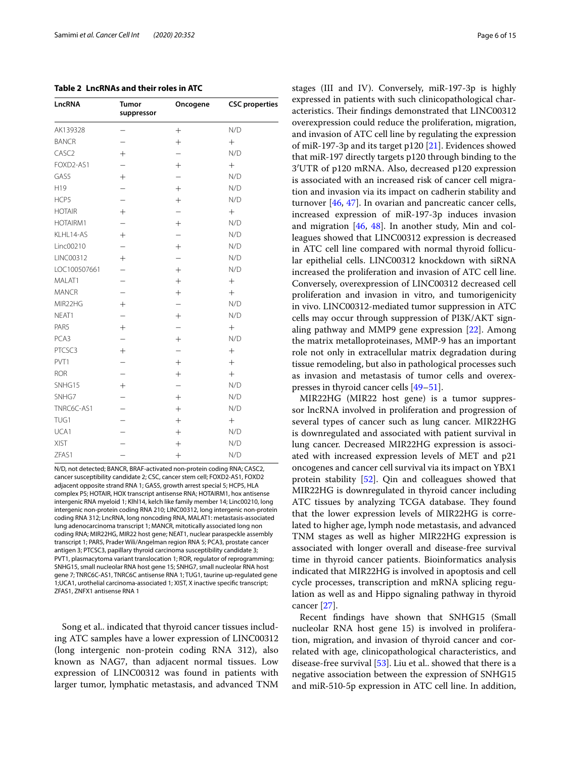**Table 2 LncRNAs and their roles in ATC**

| LncRNA | Tumor suppressor | Oncogene | CSC properties |
|---|---|---|---|
| AK139328 | − | + | N/D |
| BANCR | − | + | + |
| CASC2 | + | − | N/D |
| FOXD2-AS1 | − | + | + |
| GAS5 | + | − | N/D |
| H19 | − | + | N/D |
| HCP5 | − | + | N/D |
| HOTAIR | + | − | + |
| HOTAIRM1 | − | + | N/D |
| KLHL14-AS | + | − | N/D |
| Linc00210 | − | + | N/D |
| LINC00312 | + | − | N/D |
| LOC100507661 | − | + | N/D |
| MALAT1 | − | + | + |
| MANCR | − | + | + |
| MIR22HG | + | − | N/D |
| NEAT1 | − | + | N/D |
| PAR5 | + | − | + |
| PCA3 | − | + | N/D |
| PTCSC3 | + | − | + |
| PVT1 | − | + | + |
| ROR | − | + | + |
| SNHG15 | + | − | N/D |
| SNHG7 | − | + | N/D |
| TNRC6C-AS1 | − | + | N/D |
| TUG1 | − | + | + |
| UCA1 | − | + | N/D |
| XIST | − | + | N/D |
| ZFAS1 | − | + | N/D |

N/D, not detected; BANCR, BRAF-activated non-protein coding RNA; CASC2, cancer susceptibility candidate 2; CSC, cancer stem cell; FOXD2-AS1, FOXD2 adjacent opposite strand RNA 1; GAS5, growth arrest special 5; HCP5, HLA complex P5; HOTAIR, HOX transcript antisense RNA; HOTAIRM1, hox antisense intergenic RNA myeloid 1; Klhl14, kelch like family member 14; Linc00210, long intergenic non-protein coding RNA 210; LINC00312, long intergenic non-protein coding RNA 312; LncRNA, long noncoding RNA, MALAT1: metastasis-associated lung adenocarcinoma transcript 1; MANCR, mitotically associated long non coding RNA; MIR22HG, MIR22 host gene; NEAT1, nuclear paraspeckle assembly transcript 1; PAR5, Prader Wili/Angelman region RNA 5; PCA3, prostate cancer antigen 3; PTCSC3, papillary thyroid carcinoma susceptibility candidate 3; PVT1, plasmacytoma variant translocation 1; ROR, regulator of reprogramming; SNHG15, small nucleolar RNA host gene 15; SNHG7, small nucleolar RNA host gene 7; TNRC6C-AS1, TNRC6C antisense RNA 1; TUG1, taurine up-regulated gene 1;UCA1, urothelial carcinoma-associated 1; XIST, X inactive specific transcript; ZFAS1, ZNFX1 antisense RNA 1

Song et al.. indicated that thyroid cancer tissues including ATC samples have a lower expression of LINC00312 (long intergenic non-protein coding RNA 312), also known as NAG7, than adjacent normal tissues. Low expression of LINC00312 was found in patients with larger tumor, lymphatic metastasis, and advanced TNM stages (III and IV). Conversely, miR-197-3p is highly expressed in patients with such clinicopathological characteristics. Their findings demonstrated that LINC00312 overexpression could reduce the proliferation, migration, and invasion of ATC cell line by regulating the expression of miR-197-3p and its target p120 [21]. Evidences showed that miR-197 directly targets p120 through binding to the 3′UTR of p120 mRNA. Also, decreased p120 expression is associated with an increased risk of cancer cell migration and invasion via its impact on cadherin stability and turnover [46, 47]. In ovarian and pancreatic cancer cells, increased expression of miR-197-3p induces invasion and migration [46, 48]. In another study, Min and colleagues showed that LINC00312 expression is decreased in ATC cell line compared with normal thyroid follicular epithelial cells. LINC00312 knockdown with siRNA increased the proliferation and invasion of ATC cell line. Conversely, overexpression of LINC00312 decreased cell proliferation and invasion in vitro, and tumorigenicity in vivo. LINC00312-mediated tumor suppression in ATC cells may occur through suppression of PI3K/AKT signaling pathway and MMP9 gene expression [22]. Among the matrix metalloproteinases, MMP-9 has an important role not only in extracellular matrix degradation during tissue remodeling, but also in pathological processes such as invasion and metastasis of tumor cells and overexpresses in thyroid cancer cells [49–51].

MIR22HG (MIR22 host gene) is a tumor suppressor lncRNA involved in proliferation and progression of several types of cancer such as lung cancer. MIR22HG is downregulated and associated with patient survival in lung cancer. Decreased MIR22HG expression is associated with increased expression levels of MET and p21 oncogenes and cancer cell survival via its impact on YBX1 protein stability [52]. Qin and colleagues showed that MIR22HG is downregulated in thyroid cancer including ATC tissues by analyzing TCGA database. They found that the lower expression levels of MIR22HG is correlated to higher age, lymph node metastasis, and advanced TNM stages as well as higher MIR22HG expression is associated with longer overall and disease-free survival time in thyroid cancer patients. Bioinformatics analysis indicated that MIR22HG is involved in apoptosis and cell cycle processes, transcription and mRNA splicing regulation as well as and Hippo signaling pathway in thyroid cancer [27].

Recent findings have shown that SNHG15 (Small nucleolar RNA host gene 15) is involved in proliferation, migration, and invasion of thyroid cancer and correlated with age, clinicopathological characteristics, and disease-free survival [53]. Liu et al.. showed that there is a negative association between the expression of SNHG15 and miR-510-5p expression in ATC cell line. In addition,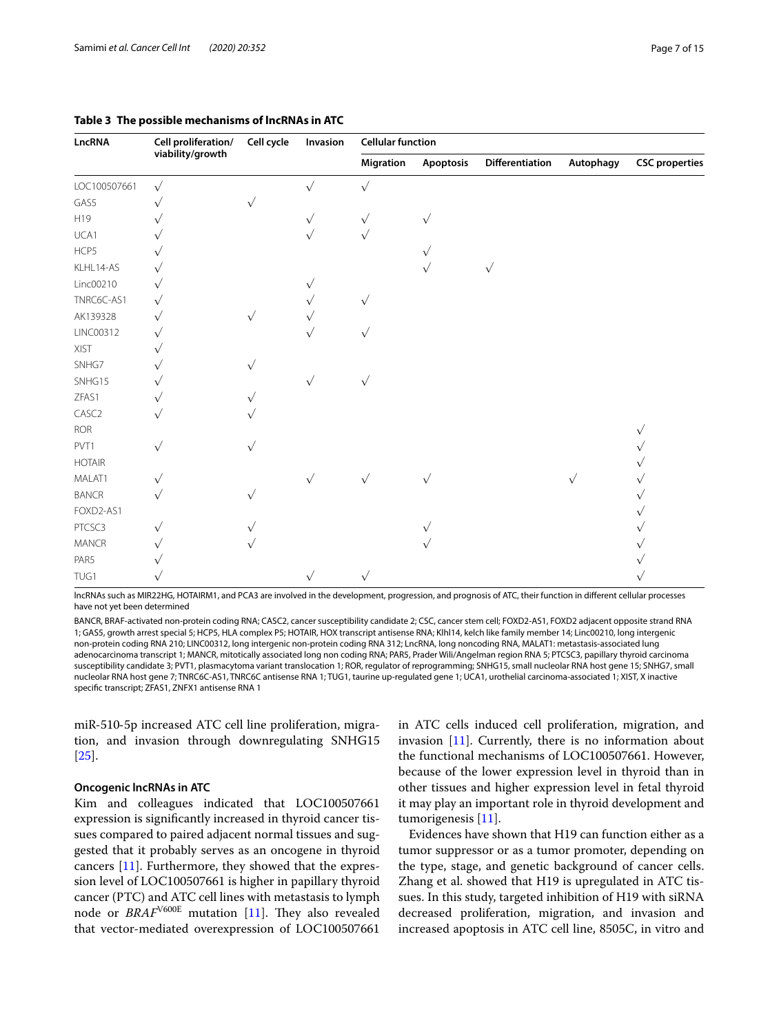**Table 3 The possible mechanisms of lncRNAs in ATC**

| LncRNA | Cell proliferation/ viability/growth | Cell cycle | Invasion | Cellular function | | | | |
|---|---|---|---|---|---|---|---|---|
| | | | | Migration | Apoptosis | Differentiation | Autophagy | CSC properties |
| LOC100507661 | √ | | √ | √ | | | | |
| GAS5 | √ | √ | | | | | | |
| H19 | √ | | √ | √ | √ | | | |
| UCA1 | √ | | √ | √ | | | | |
| HCP5 | √ | | | | √ | | | |
| KLHL14-AS | √ | | | | √ | √ | | |
| Linc00210 | √ | | √ | | | | | |
| TNRC6C-AS1 | √ | | √ | √ | | | | |
| AK139328 | √ | √ | √ | | | | | |
| LINC00312 | √ | | √ | √ | | | | |
| XIST | √ | | | | | | | |
| SNHG7 | √ | √ | | | | | | |
| SNHG15 | √ | | √ | √ | | | | |
| ZFAS1 | √ | √ | | | | | | |
| CASC2 | √ | √ | | | | | | |
| ROR | | | | | | | | √ |
| PVT1 | √ | √ | | | | | | √ |
| HOTAIR | | | | | | | | √ |
| MALAT1 | √ | | √ | √ | √ | | √ | √ |
| BANCR | √ | √ | | | | | | √ |
| FOXD2-AS1 | | | | | | | | √ |
| PTCSC3 | √ | √ | | | √ | | | √ |
| MANCR | √ | √ | | | √ | | | √ |
| PAR5 | √ | | | | | | | √ |
| TUG1 | √ | | √ | √ | | | | √ |

lncRNAs such as MIR22HG, HOTAIRM1, and PCA3 are involved in the development, progression, and prognosis of ATC, their function in different cellular processes have not yet been determined

BANCR, BRAF-activated non-protein coding RNA; CASC2, cancer susceptibility candidate 2; CSC, cancer stem cell; FOXD2-AS1, FOXD2 adjacent opposite strand RNA 1; GAS5, growth arrest special 5; HCP5, HLA complex P5; HOTAIR, HOX transcript antisense RNA; Klhl14, kelch like family member 14; Linc00210, long intergenic non-protein coding RNA 210; LINC00312, long intergenic non-protein coding RNA 312; LncRNA, long noncoding RNA, MALAT1: metastasis-associated lung adenocarcinoma transcript 1; MANCR, mitotically associated long non coding RNA; PAR5, Prader Wili/Angelman region RNA 5; PTCSC3, papillary thyroid carcinoma susceptibility candidate 3; PVT1, plasmacytoma variant translocation 1; ROR, regulator of reprogramming; SNHG15, small nucleolar RNA host gene 15; SNHG7, small nucleolar RNA host gene 7; TNRC6C-AS1, TNRC6C antisense RNA 1; TUG1, taurine up-regulated gene 1; UCA1, urothelial carcinoma-associated 1; XIST, X inactive specific transcript; ZFAS1, ZNFX1 antisense RNA 1

miR-510-5p increased ATC cell line proliferation, migration, and invasion through downregulating SNHG15 [25].

### Oncogenic lncRNAs in ATC

Kim and colleagues indicated that LOC100507661 expression is significantly increased in thyroid cancer tissues compared to paired adjacent normal tissues and suggested that it probably serves as an oncogene in thyroid cancers [11]. Furthermore, they showed that the expression level of LOC100507661 is higher in papillary thyroid cancer (PTC) and ATC cell lines with metastasis to lymph node or *BRAF*$^{V600E}$ mutation [11]. They also revealed that vector-mediated overexpression of LOC100507661 in ATC cells induced cell proliferation, migration, and invasion [11]. Currently, there is no information about the functional mechanisms of LOC100507661. However, because of the lower expression level in thyroid than in other tissues and higher expression level in fetal thyroid it may play an important role in thyroid development and tumorigenesis [11].

Evidences have shown that H19 can function either as a tumor suppressor or as a tumor promoter, depending on the type, stage, and genetic background of cancer cells. Zhang et al. showed that H19 is upregulated in ATC tissues. In this study, targeted inhibition of H19 with siRNA decreased proliferation, migration, and invasion and increased apoptosis in ATC cell line, 8505C, in vitro and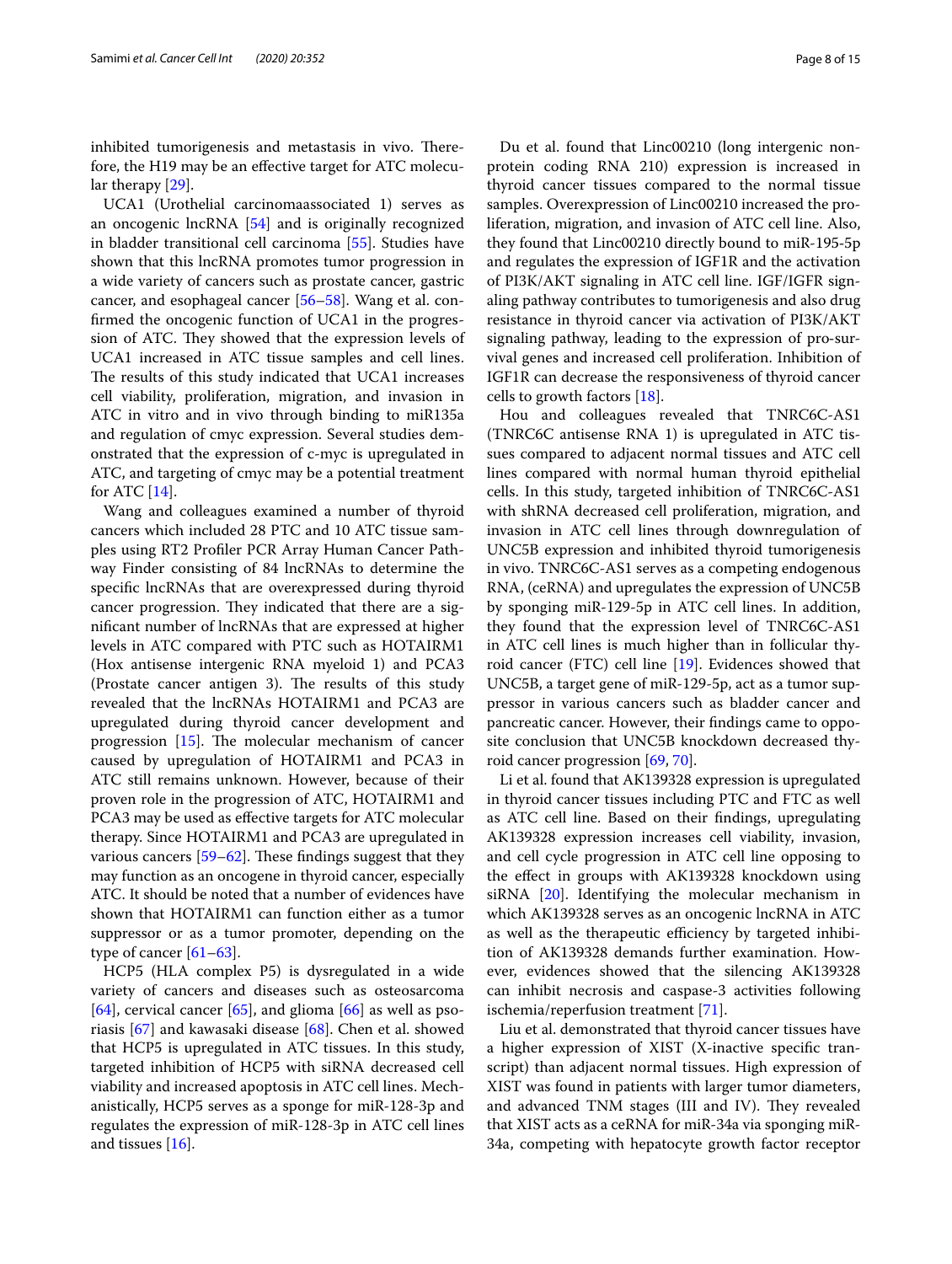inhibited tumorigenesis and metastasis in vivo. Therefore, the H19 may be an effective target for ATC molecular therapy [29].

UCA1 (Urothelial carcinomaassociated 1) serves as an oncogenic lncRNA [54] and is originally recognized in bladder transitional cell carcinoma [55]. Studies have shown that this lncRNA promotes tumor progression in a wide variety of cancers such as prostate cancer, gastric cancer, and esophageal cancer [56–58]. Wang et al. confirmed the oncogenic function of UCA1 in the progression of ATC. They showed that the expression levels of UCA1 increased in ATC tissue samples and cell lines. The results of this study indicated that UCA1 increases cell viability, proliferation, migration, and invasion in ATC in vitro and in vivo through binding to miR135a and regulation of cmyc expression. Several studies demonstrated that the expression of c-myc is upregulated in ATC, and targeting of cmyc may be a potential treatment for ATC [14].

Wang and colleagues examined a number of thyroid cancers which included 28 PTC and 10 ATC tissue samples using RT2 Profiler PCR Array Human Cancer Pathway Finder consisting of 84 lncRNAs to determine the specific lncRNAs that are overexpressed during thyroid cancer progression. They indicated that there are a significant number of lncRNAs that are expressed at higher levels in ATC compared with PTC such as HOTAIRM1 (Hox antisense intergenic RNA myeloid 1) and PCA3 (Prostate cancer antigen 3). The results of this study revealed that the lncRNAs HOTAIRM1 and PCA3 are upregulated during thyroid cancer development and progression [15]. The molecular mechanism of cancer caused by upregulation of HOTAIRM1 and PCA3 in ATC still remains unknown. However, because of their proven role in the progression of ATC, HOTAIRM1 and PCA3 may be used as effective targets for ATC molecular therapy. Since HOTAIRM1 and PCA3 are upregulated in various cancers [59–62]. These findings suggest that they may function as an oncogene in thyroid cancer, especially ATC. It should be noted that a number of evidences have shown that HOTAIRM1 can function either as a tumor suppressor or as a tumor promoter, depending on the type of cancer [61–63].

HCP5 (HLA complex P5) is dysregulated in a wide variety of cancers and diseases such as osteosarcoma [64], cervical cancer [65], and glioma [66] as well as psoriasis [67] and kawasaki disease [68]. Chen et al. showed that HCP5 is upregulated in ATC tissues. In this study, targeted inhibition of HCP5 with siRNA decreased cell viability and increased apoptosis in ATC cell lines. Mechanistically, HCP5 serves as a sponge for miR-128-3p and regulates the expression of miR-128-3p in ATC cell lines and tissues [16].

Du et al. found that Linc00210 (long intergenic non-protein coding RNA 210) expression is increased in thyroid cancer tissues compared to the normal tissue samples. Overexpression of Linc00210 increased the proliferation, migration, and invasion of ATC cell line. Also, they found that Linc00210 directly bound to miR-195-5p and regulates the expression of IGF1R and the activation of PI3K/AKT signaling in ATC cell line. IGF/IGFR signaling pathway contributes to tumorigenesis and also drug resistance in thyroid cancer via activation of PI3K/AKT signaling pathway, leading to the expression of pro-survival genes and increased cell proliferation. Inhibition of IGF1R can decrease the responsiveness of thyroid cancer cells to growth factors [18].

Hou and colleagues revealed that TNRC6C-AS1 (TNRC6C antisense RNA 1) is upregulated in ATC tissues compared to adjacent normal tissues and ATC cell lines compared with normal human thyroid epithelial cells. In this study, targeted inhibition of TNRC6C-AS1 with shRNA decreased cell proliferation, migration, and invasion in ATC cell lines through downregulation of UNC5B expression and inhibited thyroid tumorigenesis in vivo. TNRC6C-AS1 serves as a competing endogenous RNA, (ceRNA) and upregulates the expression of UNC5B by sponging miR-129-5p in ATC cell lines. In addition, they found that the expression level of TNRC6C-AS1 in ATC cell lines is much higher than in follicular thyroid cancer (FTC) cell line [19]. Evidences showed that UNC5B, a target gene of miR-129-5p, act as a tumor suppressor in various cancers such as bladder cancer and pancreatic cancer. However, their findings came to opposite conclusion that UNC5B knockdown decreased thyroid cancer progression [69, 70].

Li et al. found that AK139328 expression is upregulated in thyroid cancer tissues including PTC and FTC as well as ATC cell line. Based on their findings, upregulating AK139328 expression increases cell viability, invasion, and cell cycle progression in ATC cell line opposing to the effect in groups with AK139328 knockdown using siRNA [20]. Identifying the molecular mechanism in which AK139328 serves as an oncogenic lncRNA in ATC as well as the therapeutic efficiency by targeted inhibition of AK139328 demands further examination. However, evidences showed that the silencing AK139328 can inhibit necrosis and caspase-3 activities following ischemia/reperfusion treatment [71].

Liu et al. demonstrated that thyroid cancer tissues have a higher expression of XIST (X-inactive specific transcript) than adjacent normal tissues. High expression of XIST was found in patients with larger tumor diameters, and advanced TNM stages (III and IV). They revealed that XIST acts as a ceRNA for miR-34a via sponging miR-34a, competing with hepatocyte growth factor receptor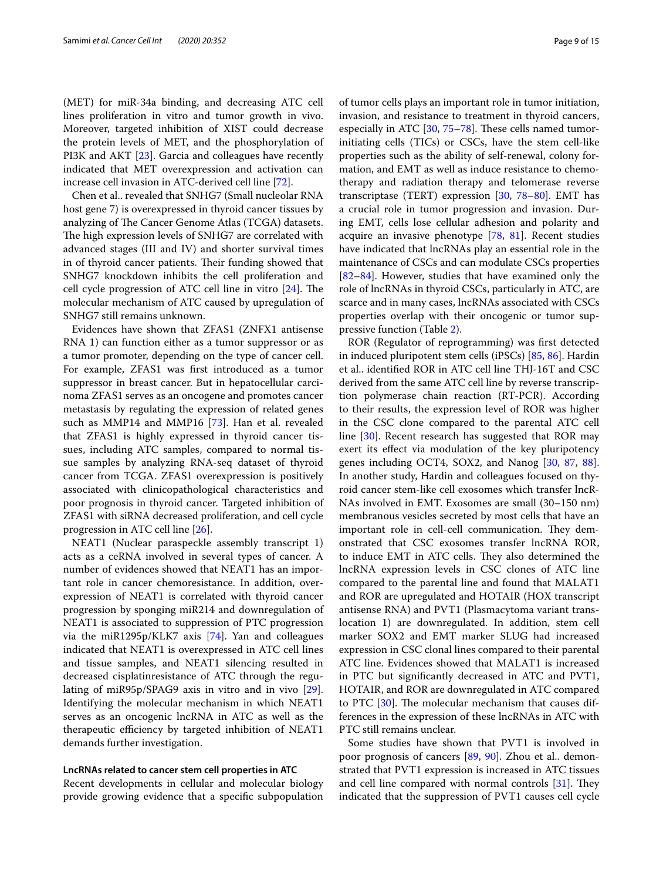(MET) for miR-34a binding, and decreasing ATC cell lines proliferation in vitro and tumor growth in vivo. Moreover, targeted inhibition of XIST could decrease the protein levels of MET, and the phosphorylation of PI3K and AKT [23]. Garcia and colleagues have recently indicated that MET overexpression and activation can increase cell invasion in ATC-derived cell line [72].

Chen et al.. revealed that SNHG7 (Small nucleolar RNA host gene 7) is overexpressed in thyroid cancer tissues by analyzing of The Cancer Genome Atlas (TCGA) datasets. The high expression levels of SNHG7 are correlated with advanced stages (III and IV) and shorter survival times in of thyroid cancer patients. Their funding showed that SNHG7 knockdown inhibits the cell proliferation and cell cycle progression of ATC cell line in vitro [24]. The molecular mechanism of ATC caused by upregulation of SNHG7 still remains unknown.

Evidences have shown that ZFAS1 (ZNFX1 antisense RNA 1) can function either as a tumor suppressor or as a tumor promoter, depending on the type of cancer cell. For example, ZFAS1 was first introduced as a tumor suppressor in breast cancer. But in hepatocellular carcinoma ZFAS1 serves as an oncogene and promotes cancer metastasis by regulating the expression of related genes such as MMP14 and MMP16 [73]. Han et al. revealed that ZFAS1 is highly expressed in thyroid cancer tissues, including ATC samples, compared to normal tissue samples by analyzing RNA-seq dataset of thyroid cancer from TCGA. ZFAS1 overexpression is positively associated with clinicopathological characteristics and poor prognosis in thyroid cancer. Targeted inhibition of ZFAS1 with siRNA decreased proliferation, and cell cycle progression in ATC cell line [26].

NEAT1 (Nuclear paraspeckle assembly transcript 1) acts as a ceRNA involved in several types of cancer. A number of evidences showed that NEAT1 has an important role in cancer chemoresistance. In addition, overexpression of NEAT1 is correlated with thyroid cancer progression by sponging miR214 and downregulation of NEAT1 is associated to suppression of PTC progression via the miR1295p/KLK7 axis [74]. Yan and colleagues indicated that NEAT1 is overexpressed in ATC cell lines and tissue samples, and NEAT1 silencing resulted in decreased cisplatinresistance of ATC through the regulating of miR95p/SPAG9 axis in vitro and in vivo [29]. Identifying the molecular mechanism in which NEAT1 serves as an oncogenic lncRNA in ATC as well as the therapeutic efficiency by targeted inhibition of NEAT1 demands further investigation.

#### LncRNAs related to cancer stem cell properties in ATC

Recent developments in cellular and molecular biology provide growing evidence that a specific subpopulation of tumor cells plays an important role in tumor initiation, invasion, and resistance to treatment in thyroid cancers, especially in ATC [30, 75–78]. These cells named tumor-initiating cells (TICs) or CSCs, have the stem cell-like properties such as the ability of self-renewal, colony formation, and EMT as well as induce resistance to chemotherapy and radiation therapy and telomerase reverse transcriptase (TERT) expression [30, 78–80]. EMT has a crucial role in tumor progression and invasion. During EMT, cells lose cellular adhesion and polarity and acquire an invasive phenotype [78, 81]. Recent studies have indicated that lncRNAs play an essential role in the maintenance of CSCs and can modulate CSCs properties [82–84]. However, studies that have examined only the role of lncRNAs in thyroid CSCs, particularly in ATC, are scarce and in many cases, lncRNAs associated with CSCs properties overlap with their oncogenic or tumor suppressive function (Table 2).

ROR (Regulator of reprogramming) was first detected in induced pluripotent stem cells (iPSCs) [85, 86]. Hardin et al.. identified ROR in ATC cell line THJ-16T and CSC derived from the same ATC cell line by reverse transcription polymerase chain reaction (RT-PCR). According to their results, the expression level of ROR was higher in the CSC clone compared to the parental ATC cell line [30]. Recent research has suggested that ROR may exert its effect via modulation of the key pluripotency genes including OCT4, SOX2, and Nanog [30, 87, 88]. In another study, Hardin and colleagues focused on thyroid cancer stem-like cell exosomes which transfer lncRNAs involved in EMT. Exosomes are small (30–150 nm) membranous vesicles secreted by most cells that have an important role in cell-cell communication. They demonstrated that CSC exosomes transfer lncRNA ROR, to induce EMT in ATC cells. They also determined the lncRNA expression levels in CSC clones of ATC line compared to the parental line and found that MALAT1 and ROR are upregulated and HOTAIR (HOX transcript antisense RNA) and PVT1 (Plasmacytoma variant translocation 1) are downregulated. In addition, stem cell marker SOX2 and EMT marker SLUG had increased expression in CSC clonal lines compared to their parental ATC line. Evidences showed that MALAT1 is increased in PTC but significantly decreased in ATC and PVT1, HOTAIR, and ROR are downregulated in ATC compared to PTC [30]. The molecular mechanism that causes differences in the expression of these lncRNAs in ATC with PTC still remains unclear.

Some studies have shown that PVT1 is involved in poor prognosis of cancers [89, 90]. Zhou et al.. demonstrated that PVT1 expression is increased in ATC tissues and cell line compared with normal controls [31]. They indicated that the suppression of PVT1 causes cell cycle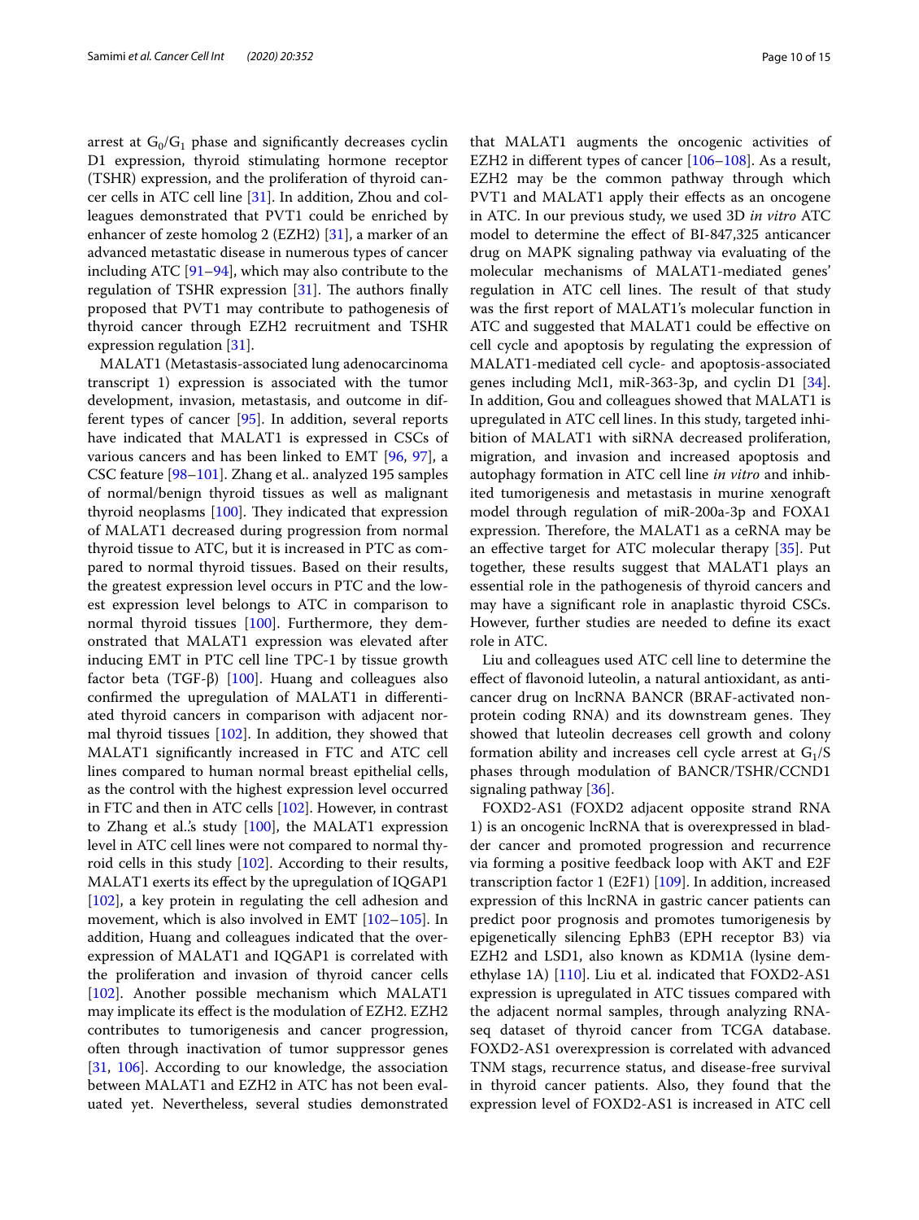arrest at $G_0/G_1$ phase and significantly decreases cyclin D1 expression, thyroid stimulating hormone receptor (TSHR) expression, and the proliferation of thyroid cancer cells in ATC cell line [31]. In addition, Zhou and colleagues demonstrated that PVT1 could be enriched by enhancer of zeste homolog 2 (EZH2) [31], a marker of an advanced metastatic disease in numerous types of cancer including ATC [91–94], which may also contribute to the regulation of TSHR expression [31]. The authors finally proposed that PVT1 may contribute to pathogenesis of thyroid cancer through EZH2 recruitment and TSHR expression regulation [31].

MALAT1 (Metastasis-associated lung adenocarcinoma transcript 1) expression is associated with the tumor development, invasion, metastasis, and outcome in different types of cancer [95]. In addition, several reports have indicated that MALAT1 is expressed in CSCs of various cancers and has been linked to EMT [96, 97], a CSC feature [98–101]. Zhang et al.. analyzed 195 samples of normal/benign thyroid tissues as well as malignant thyroid neoplasms [100]. They indicated that expression of MALAT1 decreased during progression from normal thyroid tissue to ATC, but it is increased in PTC as compared to normal thyroid tissues. Based on their results, the greatest expression level occurs in PTC and the lowest expression level belongs to ATC in comparison to normal thyroid tissues [100]. Furthermore, they demonstrated that MALAT1 expression was elevated after inducing EMT in PTC cell line TPC-1 by tissue growth factor beta (TGF-β) [100]. Huang and colleagues also confirmed the upregulation of MALAT1 in differentiated thyroid cancers in comparison with adjacent normal thyroid tissues [102]. In addition, they showed that MALAT1 significantly increased in FTC and ATC cell lines compared to human normal breast epithelial cells, as the control with the highest expression level occurred in FTC and then in ATC cells [102]. However, in contrast to Zhang et al.'s study [100], the MALAT1 expression level in ATC cell lines were not compared to normal thyroid cells in this study [102]. According to their results, MALAT1 exerts its effect by the upregulation of IQGAP1 [102], a key protein in regulating the cell adhesion and movement, which is also involved in EMT [102–105]. In addition, Huang and colleagues indicated that the overexpression of MALAT1 and IQGAP1 is correlated with the proliferation and invasion of thyroid cancer cells [102]. Another possible mechanism which MALAT1 may implicate its effect is the modulation of EZH2. EZH2 contributes to tumorigenesis and cancer progression, often through inactivation of tumor suppressor genes [31, 106]. According to our knowledge, the association between MALAT1 and EZH2 in ATC has not been evaluated yet. Nevertheless, several studies demonstrated that MALAT1 augments the oncogenic activities of EZH2 in different types of cancer [106–108]. As a result, EZH2 may be the common pathway through which PVT1 and MALAT1 apply their effects as an oncogene in ATC. In our previous study, we used 3D *in vitro* ATC model to determine the effect of BI-847,325 anticancer drug on MAPK signaling pathway via evaluating of the molecular mechanisms of MALAT1-mediated genes' regulation in ATC cell lines. The result of that study was the first report of MALAT1's molecular function in ATC and suggested that MALAT1 could be effective on cell cycle and apoptosis by regulating the expression of MALAT1-mediated cell cycle- and apoptosis-associated genes including Mcl1, miR-363-3p, and cyclin D1 [34]. In addition, Gou and colleagues showed that MALAT1 is upregulated in ATC cell lines. In this study, targeted inhibition of MALAT1 with siRNA decreased proliferation, migration, and invasion and increased apoptosis and autophagy formation in ATC cell line *in vitro* and inhibited tumorigenesis and metastasis in murine xenograft model through regulation of miR-200a-3p and FOXA1 expression. Therefore, the MALAT1 as a ceRNA may be an effective target for ATC molecular therapy [35]. Put together, these results suggest that MALAT1 plays an essential role in the pathogenesis of thyroid cancers and may have a significant role in anaplastic thyroid CSCs. However, further studies are needed to define its exact role in ATC.

Liu and colleagues used ATC cell line to determine the effect of flavonoid luteolin, a natural antioxidant, as anticancer drug on lncRNA BANCR (BRAF-activated non-protein coding RNA) and its downstream genes. They showed that luteolin decreases cell growth and colony formation ability and increases cell cycle arrest at $G_1$/S phases through modulation of BANCR/TSHR/CCND1 signaling pathway [36].

FOXD2-AS1 (FOXD2 adjacent opposite strand RNA 1) is an oncogenic lncRNA that is overexpressed in bladder cancer and promoted progression and recurrence via forming a positive feedback loop with AKT and E2F transcription factor 1 (E2F1) [109]. In addition, increased expression of this lncRNA in gastric cancer patients can predict poor prognosis and promotes tumorigenesis by epigenetically silencing EphB3 (EPH receptor B3) via EZH2 and LSD1, also known as KDM1A (lysine demethylase 1A) [110]. Liu et al. indicated that FOXD2-AS1 expression is upregulated in ATC tissues compared with the adjacent normal samples, through analyzing RNA-seq dataset of thyroid cancer from TCGA database. FOXD2-AS1 overexpression is correlated with advanced TNM stags, recurrence status, and disease-free survival in thyroid cancer patients. Also, they found that the expression level of FOXD2-AS1 is increased in ATC cell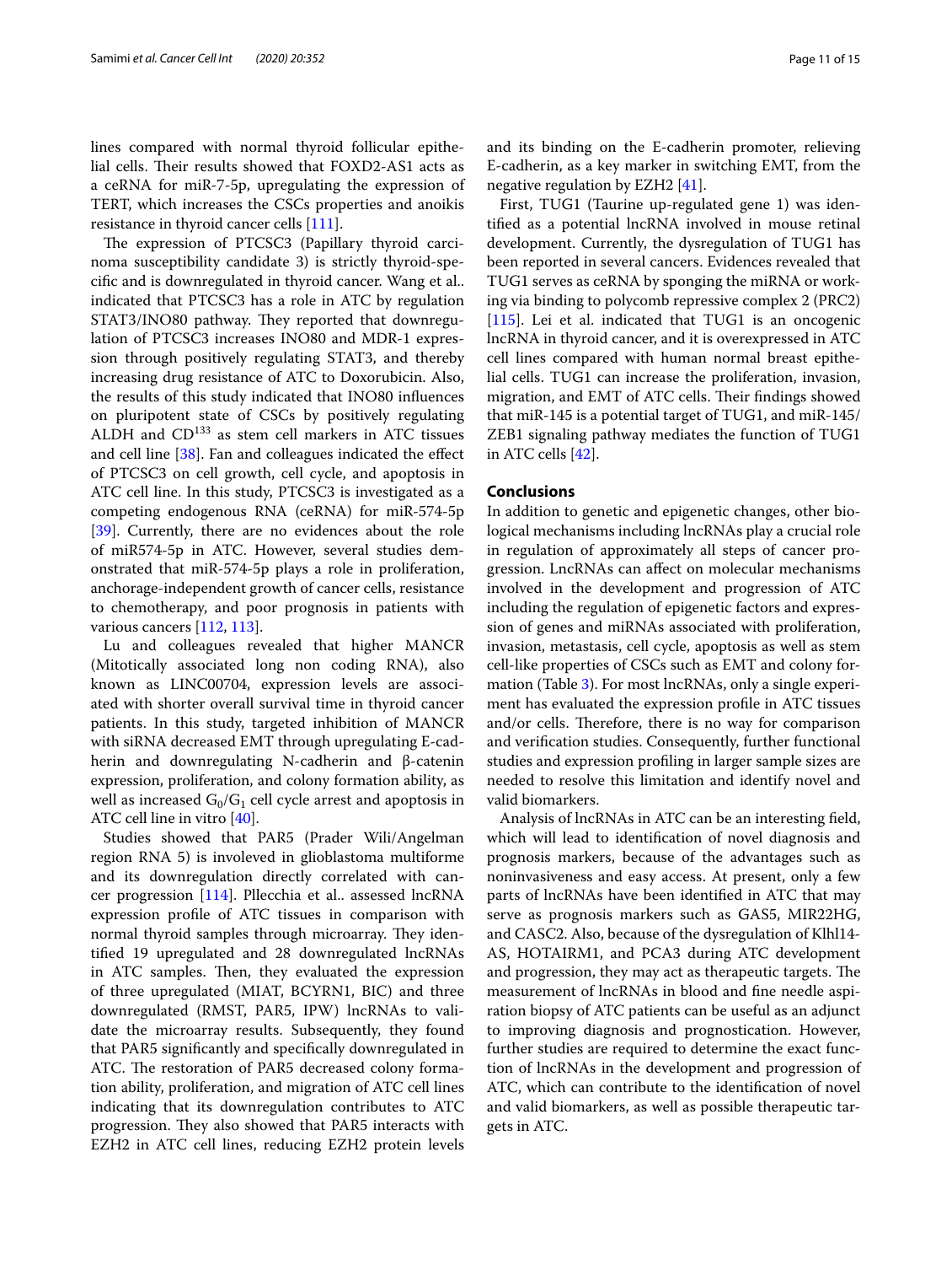lines compared with normal thyroid follicular epithelial cells. Their results showed that FOXD2-AS1 acts as a ceRNA for miR-7-5p, upregulating the expression of TERT, which increases the CSCs properties and anoikis resistance in thyroid cancer cells [111].

The expression of PTCSC3 (Papillary thyroid carcinoma susceptibility candidate 3) is strictly thyroid-specific and is downregulated in thyroid cancer. Wang et al.. indicated that PTCSC3 has a role in ATC by regulation STAT3/INO80 pathway. They reported that downregulation of PTCSC3 increases INO80 and MDR-1 expression through positively regulating STAT3, and thereby increasing drug resistance of ATC to Doxorubicin. Also, the results of this study indicated that INO80 influences on pluripotent state of CSCs by positively regulating ALDH and $CD^{133}$ as stem cell markers in ATC tissues and cell line [38]. Fan and colleagues indicated the effect of PTCSC3 on cell growth, cell cycle, and apoptosis in ATC cell line. In this study, PTCSC3 is investigated as a competing endogenous RNA (ceRNA) for miR-574-5p [39]. Currently, there are no evidences about the role of miR574-5p in ATC. However, several studies demonstrated that miR-574-5p plays a role in proliferation, anchorage-independent growth of cancer cells, resistance to chemotherapy, and poor prognosis in patients with various cancers [112, 113].

Lu and colleagues revealed that higher MANCR (Mitotically associated long non coding RNA), also known as LINC00704, expression levels are associated with shorter overall survival time in thyroid cancer patients. In this study, targeted inhibition of MANCR with siRNA decreased EMT through upregulating E-cadherin and downregulating N-cadherin and β-catenin expression, proliferation, and colony formation ability, as well as increased $G_0/G_1$ cell cycle arrest and apoptosis in ATC cell line in vitro [40].

Studies showed that PAR5 (Prader Wili/Angelman region RNA 5) is involved in glioblastoma multiforme and its downregulation directly correlated with cancer progression [114]. Pllecchia et al.. assessed lncRNA expression profile of ATC tissues in comparison with normal thyroid samples through microarray. They identified 19 upregulated and 28 downregulated lncRNAs in ATC samples. Then, they evaluated the expression of three upregulated (MIAT, BCYRN1, BIC) and three downregulated (RMST, PAR5, IPW) lncRNAs to validate the microarray results. Subsequently, they found that PAR5 significantly and specifically downregulated in ATC. The restoration of PAR5 decreased colony formation ability, proliferation, and migration of ATC cell lines indicating that its downregulation contributes to ATC progression. They also showed that PAR5 interacts with EZH2 in ATC cell lines, reducing EZH2 protein levels and its binding on the E-cadherin promoter, relieving E-cadherin, as a key marker in switching EMT, from the negative regulation by EZH2 [41].

First, TUG1 (Taurine up-regulated gene 1) was identified as a potential lncRNA involved in mouse retinal development. Currently, the dysregulation of TUG1 has been reported in several cancers. Evidences revealed that TUG1 serves as ceRNA by sponging the miRNA or working via binding to polycomb repressive complex 2 (PRC2) [115]. Lei et al. indicated that TUG1 is an oncogenic lncRNA in thyroid cancer, and it is overexpressed in ATC cell lines compared with human normal breast epithelial cells. TUG1 can increase the proliferation, invasion, migration, and EMT of ATC cells. Their findings showed that miR-145 is a potential target of TUG1, and miR-145/ZEB1 signaling pathway mediates the function of TUG1 in ATC cells [42].

## Conclusions

In addition to genetic and epigenetic changes, other biological mechanisms including lncRNAs play a crucial role in regulation of approximately all steps of cancer progression. LncRNAs can affect on molecular mechanisms involved in the development and progression of ATC including the regulation of epigenetic factors and expression of genes and miRNAs associated with proliferation, invasion, metastasis, cell cycle, apoptosis as well as stem cell-like properties of CSCs such as EMT and colony formation (Table 3). For most lncRNAs, only a single experiment has evaluated the expression profile in ATC tissues and/or cells. Therefore, there is no way for comparison and verification studies. Consequently, further functional studies and expression profiling in larger sample sizes are needed to resolve this limitation and identify novel and valid biomarkers.

Analysis of lncRNAs in ATC can be an interesting field, which will lead to identification of novel diagnosis and prognosis markers, because of the advantages such as noninvasiveness and easy access. At present, only a few parts of lncRNAs have been identified in ATC that may serve as prognosis markers such as GAS5, MIR22HG, and CASC2. Also, because of the dysregulation of Klhl14-AS, HOTAIRM1, and PCA3 during ATC development and progression, they may act as therapeutic targets. The measurement of lncRNAs in blood and fine needle aspiration biopsy of ATC patients can be useful as an adjunct to improving diagnosis and prognostication. However, further studies are required to determine the exact function of lncRNAs in the development and progression of ATC, which can contribute to the identification of novel and valid biomarkers, as well as possible therapeutic targets in ATC.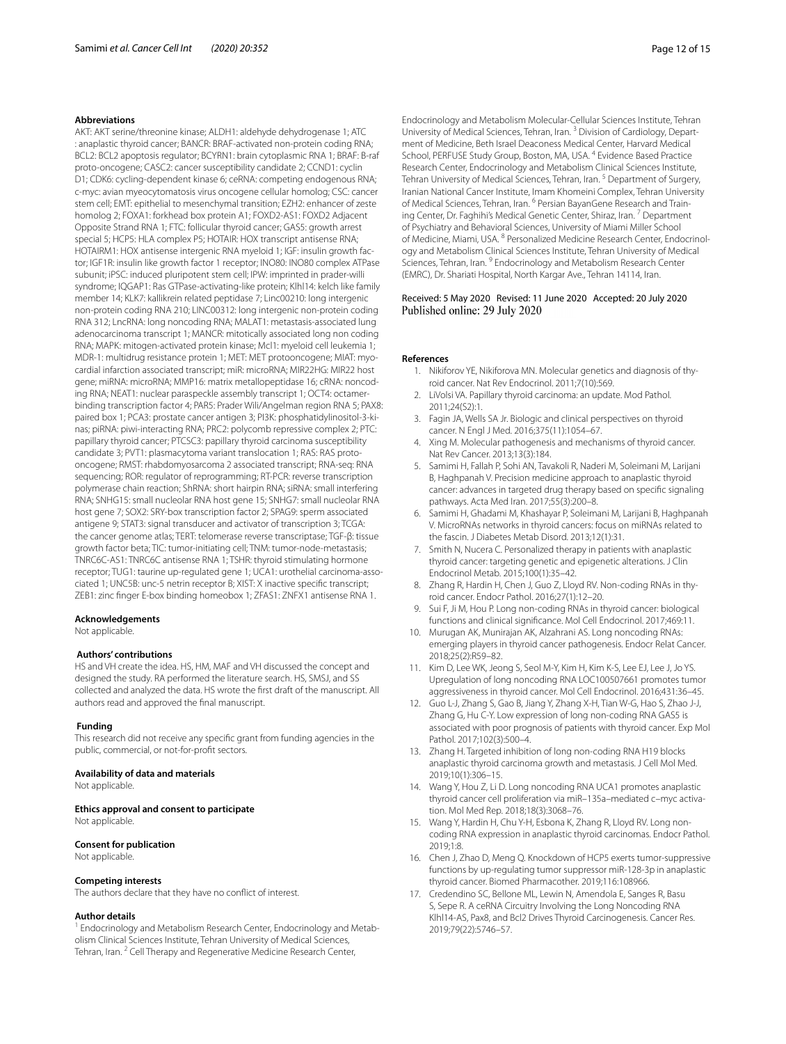#### Abbreviations

AKT: AKT serine/threonine kinase; ALDH1: aldehyde dehydrogenase 1; ATC : anaplastic thyroid cancer; BANCR: BRAF-activated non-protein coding RNA; BCL2: BCL2 apoptosis regulator; BCYRN1: brain cytoplasmic RNA 1; BRAF: B-raf proto-oncogene; CASC2: cancer susceptibility candidate 2; CCND1: cyclin D1; CDK6: cycling-dependent kinase 6; ceRNA: competing endogenous RNA; c-myc: avian myeocytomatosis virus oncogene cellular homolog; CSC: cancer stem cell; EMT: epithelial to mesenchymal transition; EZH2: enhancer of zeste homolog 2; FOXA1: forkhead box protein A1; FOXD2-AS1: FOXD2 Adjacent Opposite Strand RNA 1; FTC: follicular thyroid cancer; GAS5: growth arrest special 5; HCP5: HLA complex P5; HOTAIR: HOX transcript antisense RNA; HOTAIRM1: HOX antisense intergenic RNA myeloid 1; IGF: insulin growth factor; IGF1R: insulin like growth factor 1 receptor; INO80: INO80 complex ATPase subunit; iPSC: induced pluripotent stem cell; IPW: imprinted in prader-willi syndrome; IQGAP1: Ras GTPase-activating-like protein; Klhl14: kelch like family member 14; KLK7: kallikrein related peptidase 7; Linc00210: long intergenic non-protein coding RNA 210; LINC00312: long intergenic non-protein coding RNA 312; LncRNA: long noncoding RNA; MALAT1: metastasis-associated lung adenocarcinoma transcript 1; MANCR: mitotically associated long non coding RNA; MAPK: mitogen-activated protein kinase; Mcl1: myeloid cell leukemia 1; MDR-1: multidrug resistance protein 1; MET: MET protooncogene; MIAT: myocardial infarction associated transcript; miR: microRNA; MIR22HG: MIR22 host gene; miRNA: microRNA; MMP16: matrix metallopeptidase 16; cRNA: noncoding RNA; NEAT1: nuclear paraspeckle assembly transcript 1; OCT4: octamer-binding transcription factor 4; PAR5: Prader Wili/Angelman region RNA 5; PAX8: paired box 1; PCA3: prostate cancer antigen 3; PI3K: phosphatidylinositol-3-kinas; piRNA: piwi-interacting RNA; PRC2: polycomb repressive complex 2; PTC: papillary thyroid cancer; PTCSC3: papillary thyroid carcinoma susceptibility candidate 3; PVT1: plasmacytoma variant translocation 1; RAS: RAS proto-oncogene; RMST: rhabdomyosarcoma 2 associated transcript; RNA-seq: RNA sequencing; ROR: regulator of reprogramming; RT-PCR: reverse transcription polymerase chain reaction; ShRNA: short hairpin RNA; siRNA: small interfering RNA; SNHG15: small nucleolar RNA host gene 15; SNHG7: small nucleolar RNA host gene 7; SOX2: SRY-box transcription factor 2; SPAG9: sperm associated antigene 9; STAT3: signal transducer and activator of transcription 3; TCGA: the cancer genome atlas; TERT: telomerase reverse transcriptase; TGF-β: tissue growth factor beta; TIC: tumor-initiating cell; TNM: tumor-node-metastasis; TNRC6C-AS1: TNRC6C antisense RNA 1; TSHR: thyroid stimulating hormone receptor; TUG1: taurine up-regulated gene 1; UCA1: urothelial carcinoma-associated 1; UNC5B: unc-5 netrin receptor B; XIST: X inactive specific transcript; ZEB1: zinc finger E-box binding homeobox 1; ZFAS1: ZNFX1 antisense RNA 1.

#### Acknowledgements

Not applicable.

#### Authors' contributions

HS and VH create the idea. HS, HM, MAF and VH discussed the concept and designed the study. RA performed the literature search. HS, SMSJ, and SS collected and analyzed the data. HS wrote the first draft of the manuscript. All authors read and approved the final manuscript.

#### Funding

This research did not receive any specific grant from funding agencies in the public, commercial, or not-for-profit sectors.

#### Availability of data and materials

Not applicable.

#### Ethics approval and consent to participate

Not applicable.

#### Consent for publication

Not applicable.

#### Competing interests

The authors declare that they have no conflict of interest.

#### Author details

[1] Endocrinology and Metabolism Research Center, Endocrinology and Metabolism Clinical Sciences Institute, Tehran University of Medical Sciences, Tehran, Iran. [2] Cell Therapy and Regenerative Medicine Research Center, Endocrinology and Metabolism Molecular-Cellular Sciences Institute, Tehran University of Medical Sciences, Tehran, Iran. [3] Division of Cardiology, Department of Medicine, Beth Israel Deaconess Medical Center, Harvard Medical School, PERFUSE Study Group, Boston, MA, USA. [4] Evidence Based Practice Research Center, Endocrinology and Metabolism Clinical Sciences Institute, Tehran University of Medical Sciences, Tehran, Iran. [5] Department of Surgery, Iranian National Cancer Institute, Imam Khomeini Complex, Tehran University of Medical Sciences, Tehran, Iran. [6] Persian BayanGene Research and Training Center, Dr. Faghihi's Medical Genetic Center, Shiraz, Iran. [7] Department of Psychiatry and Behavioral Sciences, University of Miami Miller School of Medicine, Miami, USA. [8] Personalized Medicine Research Center, Endocrinology and Metabolism Clinical Sciences Institute, Tehran University of Medical Sciences, Tehran, Iran. [9] Endocrinology and Metabolism Research Center (EMRC), Dr. Shariati Hospital, North Kargar Ave., Tehran 14114, Iran.

Received: 5 May 2020 Revised: 11 June 2020 Accepted: 20 July 2020
Published online: 29 July 2020

#### References

1. Nikiforov YE, Nikiforova MN. Molecular genetics and diagnosis of thyroid cancer. Nat Rev Endocrinol. 2011;7(10):569.
2. LiVolsi VA. Papillary thyroid carcinoma: an update. Mod Pathol. 2011;24(S2):1.
3. Fagin JA, Wells SA Jr. Biologic and clinical perspectives on thyroid cancer. N Engl J Med. 2016;375(11):1054–67.
4. Xing M. Molecular pathogenesis and mechanisms of thyroid cancer. Nat Rev Cancer. 2013;13(3):184.
5. Samimi H, Fallah P, Sohi AN, Tavakoli R, Naderi M, Soleimani M, Larijani B, Haghpanah V. Precision medicine approach to anaplastic thyroid cancer: advances in targeted drug therapy based on specific signaling pathways. Acta Med Iran. 2017;55(3):200–8.
6. Samimi H, Ghadami M, Khashayar P, Soleimani M, Larijani B, Haghpanah V. MicroRNAs networks in thyroid cancers: focus on miRNAs related to the fascin. J Diabetes Metab Disord. 2013;12(1):31.
7. Smith N, Nucera C. Personalized therapy in patients with anaplastic thyroid cancer: targeting genetic and epigenetic alterations. J Clin Endocrinol Metab. 2015;100(1):35–42.
8. Zhang R, Hardin H, Chen J, Guo Z, Lloyd RV. Non-coding RNAs in thyroid cancer. Endocr Pathol. 2016;27(1):12–20.
9. Sui F, Ji M, Hou P. Long non-coding RNAs in thyroid cancer: biological functions and clinical significance. Mol Cell Endocrinol. 2017;469:11.
10. Murugan AK, Munirajan AK, Alzahrani AS. Long noncoding RNAs: emerging players in thyroid cancer pathogenesis. Endocr Relat Cancer. 2018;25(2):R59–82.
11. Kim D, Lee WK, Jeong S, Seol M-Y, Kim H, Kim K-S, Lee EJ, Lee J, Jo YS. Upregulation of long noncoding RNA LOC100507661 promotes tumor aggressiveness in thyroid cancer. Mol Cell Endocrinol. 2016;431:36–45.
12. Guo L-J, Zhang S, Gao B, Jiang Y, Zhang X-H, Tian W-G, Hao S, Zhao J-J, Zhang G, Hu C-Y. Low expression of long non-coding RNA GAS5 is associated with poor prognosis of patients with thyroid cancer. Exp Mol Pathol. 2017;102(3):500–4.
13. Zhang H. Targeted inhibition of long non-coding RNA H19 blocks anaplastic thyroid carcinoma growth and metastasis. J Cell Mol Med. 2019;10(1):306–15.
14. Wang Y, Hou Z, Li D. Long noncoding RNA UCA1 promotes anaplastic thyroid cancer cell proliferation via miR–135a–mediated c–myc activation. Mol Med Rep. 2018;18(3):3068–76.
15. Wang Y, Hardin H, Chu Y-H, Esbona K, Zhang R, Lloyd RV. Long non-coding RNA expression in anaplastic thyroid carcinomas. Endocr Pathol. 2019;1:8.
16. Chen J, Zhao D, Meng Q. Knockdown of HCP5 exerts tumor-suppressive functions by up-regulating tumor suppressor miR-128-3p in anaplastic thyroid cancer. Biomed Pharmacother. 2019;116:108966.
17. Credendino SC, Bellone ML, Lewin N, Amendola E, Sanges R, Basu S, Sepe R. A ceRNA Circuitry Involving the Long Noncoding RNA Klhl14-AS, Pax8, and Bcl2 Drives Thyroid Carcinogenesis. Cancer Res. 2019;79(22):5746–57.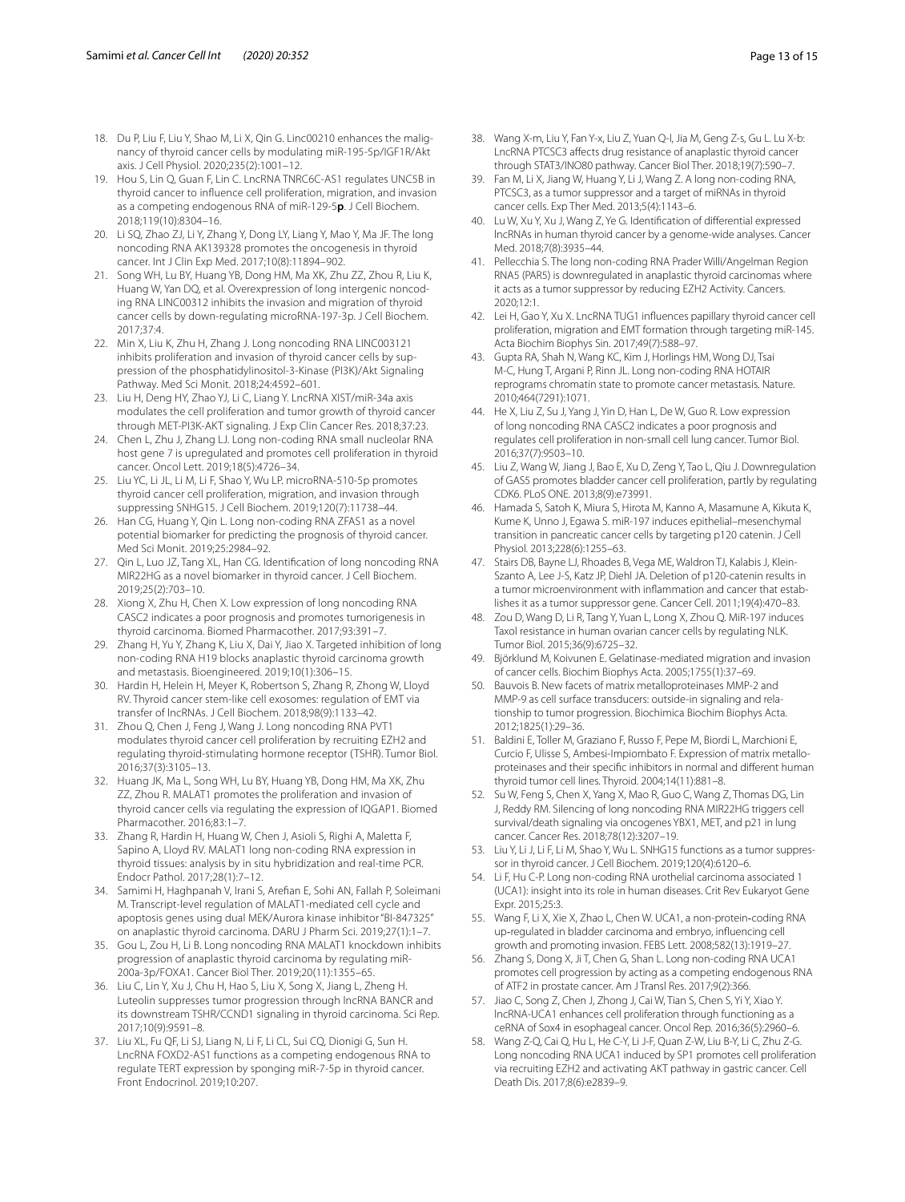18. Du P, Liu F, Liu Y, Shao M, Li X, Qin G. Linc00210 enhances the malignancy of thyroid cancer cells by modulating miR-195-5p/IGF1R/Akt axis. J Cell Physiol. 2020;235(2):1001–12.
19. Hou S, Lin Q, Guan F, Lin C. LncRNA TNRC6C-AS1 regulates UNC5B in thyroid cancer to influence cell proliferation, migration, and invasion as a competing endogenous RNA of miR-129-5**p**. J Cell Biochem. 2018;119(10):8304–16.
20. Li SQ, Zhao ZJ, Li Y, Zhang Y, Dong LY, Liang Y, Mao Y, Ma JF. The long noncoding RNA AK139328 promotes the oncogenesis in thyroid cancer. Int J Clin Exp Med. 2017;10(8):11894–902.
21. Song WH, Lu BY, Huang YB, Dong HM, Ma XK, Zhu ZZ, Zhou R, Liu K, Huang W, Yan DQ, et al. Overexpression of long intergenic noncoding RNA LINC00312 inhibits the invasion and migration of thyroid cancer cells by down-regulating microRNA-197-3p. J Cell Biochem. 2017;37:4.
22. Min X, Liu K, Zhu H, Zhang J. Long noncoding RNA LINC003121 inhibits proliferation and invasion of thyroid cancer cells by suppression of the phosphatidylinositol-3-Kinase (PI3K)/Akt Signaling Pathway. Med Sci Monit. 2018;24:4592–601.
23. Liu H, Deng HY, Zhao YJ, Li C, Liang Y. LncRNA XIST/miR-34a axis modulates the cell proliferation and tumor growth of thyroid cancer through MET-PI3K-AKT signaling. J Exp Clin Cancer Res. 2018;37:23.
24. Chen L, Zhu J, Zhang LJ. Long non-coding RNA small nucleolar RNA host gene 7 is upregulated and promotes cell proliferation in thyroid cancer. Oncol Lett. 2019;18(5):4726–34.
25. Liu YC, Li JL, Li M, Li F, Shao Y, Wu LP. microRNA-510-5p promotes thyroid cancer cell proliferation, migration, and invasion through suppressing SNHG15. J Cell Biochem. 2019;120(7):11738–44.
26. Han CG, Huang Y, Qin L. Long non-coding RNA ZFAS1 as a novel potential biomarker for predicting the prognosis of thyroid cancer. Med Sci Monit. 2019;25:2984–92.
27. Qin L, Luo JZ, Tang XL, Han CG. Identification of long noncoding RNA MIR22HG as a novel biomarker in thyroid cancer. J Cell Biochem. 2019;25(2):703–10.
28. Xiong X, Zhu H, Chen X. Low expression of long noncoding RNA CASC2 indicates a poor prognosis and promotes tumorigenesis in thyroid carcinoma. Biomed Pharmacother. 2017;93:391–7.
29. Zhang H, Yu Y, Zhang K, Liu X, Dai Y, Jiao X. Targeted inhibition of long non-coding RNA H19 blocks anaplastic thyroid carcinoma growth and metastasis. Bioengineered. 2019;10(1):306–15.
30. Hardin H, Helein H, Meyer K, Robertson S, Zhang R, Zhong W, Lloyd RV. Thyroid cancer stem-like cell exosomes: regulation of EMT via transfer of lncRNAs. J Cell Biochem. 2018;98(9):1133–42.
31. Zhou Q, Chen J, Feng J, Wang J. Long noncoding RNA PVT1 modulates thyroid cancer cell proliferation by recruiting EZH2 and regulating thyroid-stimulating hormone receptor (TSHR). Tumor Biol. 2016;37(3):3105–13.
32. Huang JK, Ma L, Song WH, Lu BY, Huang YB, Dong HM, Ma XK, Zhu ZZ, Zhou R. MALAT1 promotes the proliferation and invasion of thyroid cancer cells via regulating the expression of IQGAP1. Biomed Pharmacother. 2016;83:1–7.
33. Zhang R, Hardin H, Huang W, Chen J, Asioli S, Righi A, Maletta F, Sapino A, Lloyd RV. MALAT1 long non-coding RNA expression in thyroid tissues: analysis by in situ hybridization and real-time PCR. Endocr Pathol. 2017;28(1):7–12.
34. Samimi H, Haghpanah V, Irani S, Arefian E, Sohi AN, Fallah P, Soleimani M. Transcript-level regulation of MALAT1-mediated cell cycle and apoptosis genes using dual MEK/Aurora kinase inhibitor "BI-847325" on anaplastic thyroid carcinoma. DARU J Pharm Sci. 2019;27(1):1–7.
35. Gou L, Zou H, Li B. Long noncoding RNA MALAT1 knockdown inhibits progression of anaplastic thyroid carcinoma by regulating miR-200a-3p/FOXA1. Cancer Biol Ther. 2019;20(11):1355–65.
36. Liu C, Lin Y, Xu J, Chu H, Hao S, Liu X, Song X, Jiang L, Zheng H. Luteolin suppresses tumor progression through lncRNA BANCR and its downstream TSHR/CCND1 signaling in thyroid carcinoma. Sci Rep. 2017;10(9):9591–8.
37. Liu XL, Fu QF, Li SJ, Liang N, Li F, Li CL, Sui CQ, Dionigi G, Sun H. LncRNA FOXD2-AS1 functions as a competing endogenous RNA to regulate TERT expression by sponging miR-7-5p in thyroid cancer. Front Endocrinol. 2019;10:207.
38. Wang X-m, Liu Y, Fan Y-x, Liu Z, Yuan Q-l, Jia M, Geng Z-s, Gu L. Lu X-b: LncRNA PTCSC3 affects drug resistance of anaplastic thyroid cancer through STAT3/INO80 pathway. Cancer Biol Ther. 2018;19(7):590–7.
39. Fan M, Li X, Jiang W, Huang Y, Li J, Wang Z. A long non-coding RNA, PTCSC3, as a tumor suppressor and a target of miRNAs in thyroid cancer cells. Exp Ther Med. 2013;5(4):1143–6.
40. Lu W, Xu Y, Xu J, Wang Z, Ye G. Identification of differential expressed lncRNAs in human thyroid cancer by a genome-wide analyses. Cancer Med. 2018;7(8):3935–44.
41. Pellecchia S. The long non-coding RNA Prader Willi/Angelman Region RNA5 (PAR5) is downregulated in anaplastic thyroid carcinomas where it acts as a tumor suppressor by reducing EZH2 Activity. Cancers. 2020;12:1.
42. Lei H, Gao Y, Xu X. LncRNA TUG1 influences papillary thyroid cancer cell proliferation, migration and EMT formation through targeting miR-145. Acta Biochim Biophys Sin. 2017;49(7):588–97.
43. Gupta RA, Shah N, Wang KC, Kim J, Horlings HM, Wong DJ, Tsai M-C, Hung T, Argani P, Rinn JL. Long non-coding RNA HOTAIR reprograms chromatin state to promote cancer metastasis. Nature. 2010;464(7291):1071.
44. He X, Liu Z, Su J, Yang J, Yin D, Han L, De W, Guo R. Low expression of long noncoding RNA CASC2 indicates a poor prognosis and regulates cell proliferation in non-small cell lung cancer. Tumor Biol. 2016;37(7):9503–10.
45. Liu Z, Wang W, Jiang J, Bao E, Xu D, Zeng Y, Tao L, Qiu J. Downregulation of GAS5 promotes bladder cancer cell proliferation, partly by regulating CDK6. PLoS ONE. 2013;8(9):e73991.
46. Hamada S, Satoh K, Miura S, Hirota M, Kanno A, Masamune A, Kikuta K, Kume K, Unno J, Egawa S. miR-197 induces epithelial–mesenchymal transition in pancreatic cancer cells by targeting p120 catenin. J Cell Physiol. 2013;228(6):1255–63.
47. Stairs DB, Bayne LJ, Rhoades B, Vega ME, Waldron TJ, Kalabis J, Klein-Szanto A, Lee J-S, Katz JP, Diehl JA. Deletion of p120-catenin results in a tumor microenvironment with inflammation and cancer that establishes it as a tumor suppressor gene. Cancer Cell. 2011;19(4):470–83.
48. Zou D, Wang D, Li R, Tang Y, Yuan L, Long X, Zhou Q. MiR-197 induces Taxol resistance in human ovarian cancer cells by regulating NLK. Tumor Biol. 2015;36(9):6725–32.
49. Björklund M, Koivunen E. Gelatinase-mediated migration and invasion of cancer cells. Biochim Biophys Acta. 2005;1755(1):37–69.
50. Bauvois B. New facets of matrix metalloproteinases MMP-2 and MMP-9 as cell surface transducers: outside-in signaling and relationship to tumor progression. Biochimica Biochim Biophys Acta. 2012;1825(1):29–36.
51. Baldini E, Toller M, Graziano F, Russo F, Pepe M, Biordi L, Marchioni E, Curcio F, Ulisse S, Ambesi-Impiombato F. Expression of matrix metalloproteinases and their specific inhibitors in normal and different human thyroid tumor cell lines. Thyroid. 2004;14(11):881–8.
52. Su W, Feng S, Chen X, Yang X, Mao R, Guo C, Wang Z, Thomas DG, Lin J, Reddy RM. Silencing of long noncoding RNA MIR22HG triggers cell survival/death signaling via oncogenes YBX1, MET, and p21 in lung cancer. Cancer Res. 2018;78(12):3207–19.
53. Liu Y, Li J, Li F, Li M, Shao Y, Wu L. SNHG15 functions as a tumor suppressor in thyroid cancer. J Cell Biochem. 2019;120(4):6120–6.
54. Li F, Hu C-P. Long non-coding RNA urothelial carcinoma associated 1 (UCA1): insight into its role in human diseases. Crit Rev Eukaryot Gene Expr. 2015;25:3.
55. Wang F, Li X, Xie X, Zhao L, Chen W. UCA1, a non-protein-coding RNA up-regulated in bladder carcinoma and embryo, influencing cell growth and promoting invasion. FEBS Lett. 2008;582(13):1919–27.
56. Zhang S, Dong X, Ji T, Chen G, Shan L. Long non-coding RNA UCA1 promotes cell progression by acting as a competing endogenous RNA of ATF2 in prostate cancer. Am J Transl Res. 2017;9(2):366.
57. Jiao C, Song Z, Chen J, Zhong J, Cai W, Tian S, Chen S, Yi Y, Xiao Y. lncRNA-UCA1 enhances cell proliferation through functioning as a ceRNA of Sox4 in esophageal cancer. Oncol Rep. 2016;36(5):2960–6.
58. Wang Z-Q, Cai Q, Hu L, He C-Y, Li J-F, Quan Z-W, Liu B-Y, Li C, Zhu Z-G. Long noncoding RNA UCA1 induced by SP1 promotes cell proliferation via recruiting EZH2 and activating AKT pathway in gastric cancer. Cell Death Dis. 2017;8(6):e2839–9.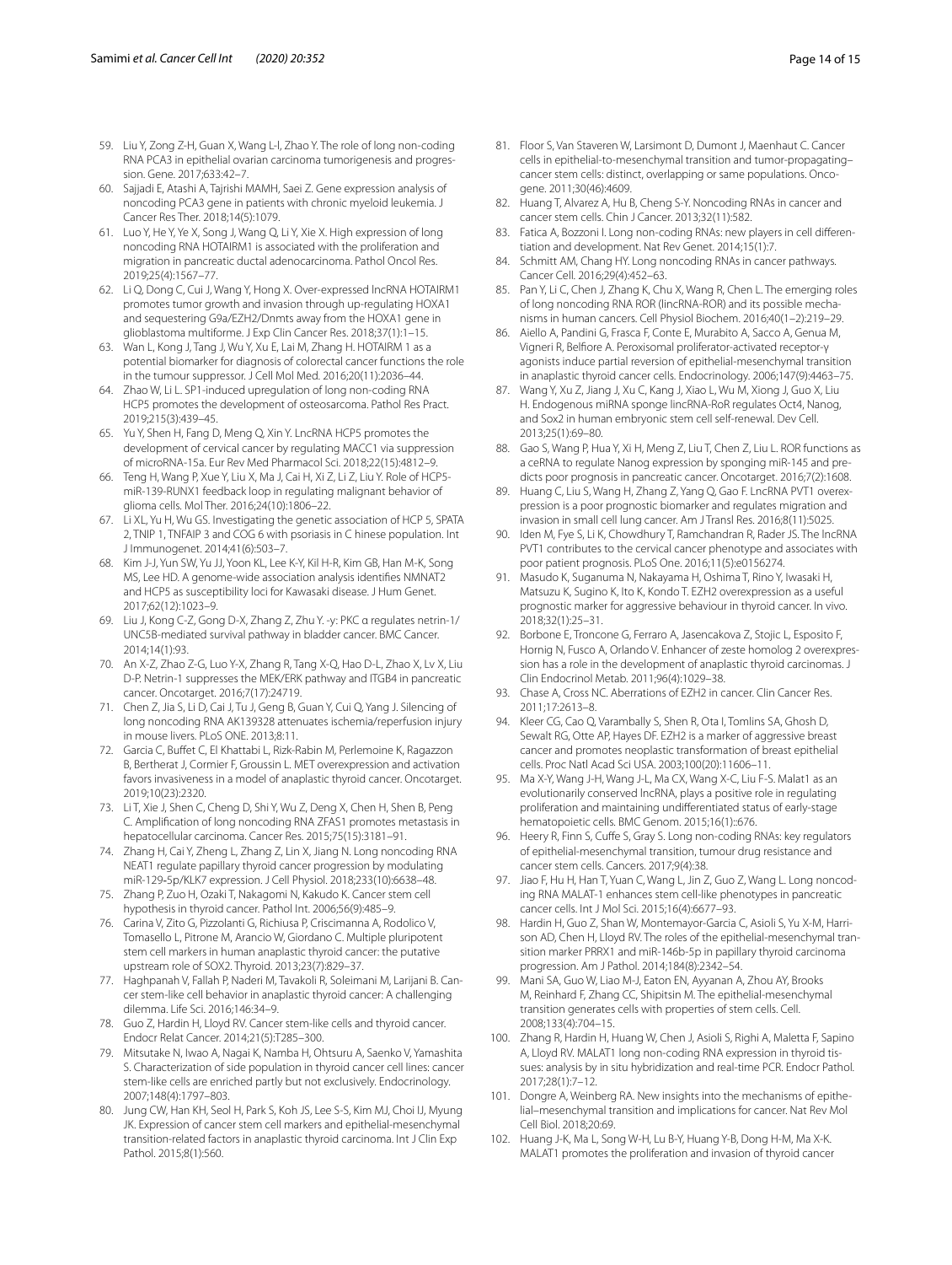59. Liu Y, Zong Z-H, Guan X, Wang L-l, Zhao Y. The role of long non-coding RNA PCA3 in epithelial ovarian carcinoma tumorigenesis and progression. Gene. 2017;633:42–7.
60. Sajjadi E, Atashi A, Tajrishi MAMH, Saei Z. Gene expression analysis of noncoding PCA3 gene in patients with chronic myeloid leukemia. J Cancer Res Ther. 2018;14(5):1079.
61. Luo Y, He Y, Ye X, Song J, Wang Q, Li Y, Xie X. High expression of long noncoding RNA HOTAIRM1 is associated with the proliferation and migration in pancreatic ductal adenocarcinoma. Pathol Oncol Res. 2019;25(4):1567–77.
62. Li Q, Dong C, Cui J, Wang Y, Hong X. Over-expressed lncRNA HOTAIRM1 promotes tumor growth and invasion through up-regulating HOXA1 and sequestering G9a/EZH2/Dnmts away from the HOXA1 gene in glioblastoma multiforme. J Exp Clin Cancer Res. 2018;37(1):1–15.
63. Wan L, Kong J, Tang J, Wu Y, Xu E, Lai M, Zhang H. HOTAIRM 1 as a potential biomarker for diagnosis of colorectal cancer functions the role in the tumour suppressor. J Cell Mol Med. 2016;20(11):2036–44.
64. Zhao W, Li L. SP1-induced upregulation of long non-coding RNA HCP5 promotes the development of osteosarcoma. Pathol Res Pract. 2019;215(3):439–45.
65. Yu Y, Shen H, Fang D, Meng Q, Xin Y. LncRNA HCP5 promotes the development of cervical cancer by regulating MACC1 via suppression of microRNA-15a. Eur Rev Med Pharmacol Sci. 2018;22(15):4812–9.
66. Teng H, Wang P, Xue Y, Liu X, Ma J, Cai H, Xi Z, Li Z, Liu Y. Role of HCP5-miR-139-RUNX1 feedback loop in regulating malignant behavior of glioma cells. Mol Ther. 2016;24(10):1806–22.
67. Li XL, Yu H, Wu GS. Investigating the genetic association of HCP 5, SPATA 2, TNIP 1, TNFAIP 3 and COG 6 with psoriasis in C hinese population. Int J Immunogenet. 2014;41(6):503–7.
68. Kim J-J, Yun SW, Yu JJ, Yoon KL, Lee K-Y, Kil H-R, Kim GB, Han M-K, Song MS, Lee HD. A genome-wide association analysis identifies NMNAT2 and HCP5 as susceptibility loci for Kawasaki disease. J Hum Genet. 2017;62(12):1023–9.
69. Liu J, Kong C-Z, Gong D-X, Zhang Z, Zhu Y. -y: PKC α regulates netrin-1/UNC5B-mediated survival pathway in bladder cancer. BMC Cancer. 2014;14(1):93.
70. An X-Z, Zhao Z-G, Luo Y-X, Zhang R, Tang X-Q, Hao D-L, Zhao X, Lv X, Liu D-P. Netrin-1 suppresses the MEK/ERK pathway and ITGB4 in pancreatic cancer. Oncotarget. 2016;7(17):24719.
71. Chen Z, Jia S, Li D, Cai J, Tu J, Geng B, Guan Y, Cui Q, Yang J. Silencing of long noncoding RNA AK139328 attenuates ischemia/reperfusion injury in mouse livers. PLoS ONE. 2013;8:11.
72. Garcia C, Buffet C, El Khattabi L, Rizk-Rabin M, Perlemoine K, Ragazzon B, Bertherat J, Cormier F, Groussin L. MET overexpression and activation favors invasiveness in a model of anaplastic thyroid cancer. Oncotarget. 2019;10(23):2320.
73. Li T, Xie J, Shen C, Cheng D, Shi Y, Wu Z, Deng X, Chen H, Shen B, Peng C. Amplification of long noncoding RNA ZFAS1 promotes metastasis in hepatocellular carcinoma. Cancer Res. 2015;75(15):3181–91.
74. Zhang H, Cai Y, Zheng L, Zhang Z, Lin X, Jiang N. Long noncoding RNA NEAT1 regulate papillary thyroid cancer progression by modulating miR-129-5p/KLK7 expression. J Cell Physiol. 2018;233(10):6638–48.
75. Zhang P, Zuo H, Ozaki T, Nakagomi N, Kakudo K. Cancer stem cell hypothesis in thyroid cancer. Pathol Int. 2006;56(9):485–9.
76. Carina V, Zito G, Pizzolanti G, Richiusa P, Criscimanna A, Rodolico V, Tomasello L, Pitrone M, Arancio W, Giordano C. Multiple pluripotent stem cell markers in human anaplastic thyroid cancer: the putative upstream role of SOX2. Thyroid. 2013;23(7):829–37.
77. Haghpanah V, Fallah P, Naderi M, Tavakoli R, Soleimani M, Larijani B. Cancer stem-like cell behavior in anaplastic thyroid cancer: A challenging dilemma. Life Sci. 2016;146:34–9.
78. Guo Z, Hardin H, Lloyd RV. Cancer stem-like cells and thyroid cancer. Endocr Relat Cancer. 2014;21(5):T285–300.
79. Mitsutake N, Iwao A, Nagai K, Namba H, Ohtsuru A, Saenko V, Yamashita S. Characterization of side population in thyroid cancer cell lines: cancer stem-like cells are enriched partly but not exclusively. Endocrinology. 2007;148(4):1797–803.
80. Jung CW, Han KH, Seol H, Park S, Koh JS, Lee S-S, Kim MJ, Choi IJ, Myung JK. Expression of cancer stem cell markers and epithelial-mesenchymal transition-related factors in anaplastic thyroid carcinoma. Int J Clin Exp Pathol. 2015;8(1):560.
81. Floor S, Van Staveren W, Larsimont D, Dumont J, Maenhaut C. Cancer cells in epithelial-to-mesenchymal transition and tumor-propagating–cancer stem cells: distinct, overlapping or same populations. Oncogene. 2011;30(46):4609.
82. Huang T, Alvarez A, Hu B, Cheng S-Y. Noncoding RNAs in cancer and cancer stem cells. Chin J Cancer. 2013;32(11):582.
83. Fatica A, Bozzoni I. Long non-coding RNAs: new players in cell differentiation and development. Nat Rev Genet. 2014;15(1):7.
84. Schmitt AM, Chang HY. Long noncoding RNAs in cancer pathways. Cancer Cell. 2016;29(4):452–63.
85. Pan Y, Li C, Chen J, Zhang K, Chu X, Wang R, Chen L. The emerging roles of long noncoding RNA ROR (lincRNA-ROR) and its possible mechanisms in human cancers. Cell Physiol Biochem. 2016;40(1–2):219–29.
86. Aiello A, Pandini G, Frasca F, Conte E, Murabito A, Sacco A, Genua M, Vigneri R, Belfiore A. Peroxisomal proliferator-activated receptor-γ agonists induce partial reversion of epithelial-mesenchymal transition in anaplastic thyroid cancer cells. Endocrinology. 2006;147(9):4463–75.
87. Wang Y, Xu Z, Jiang J, Xu C, Kang J, Xiao L, Wu M, Xiong J, Guo X, Liu H. Endogenous miRNA sponge lincRNA-RoR regulates Oct4, Nanog, and Sox2 in human embryonic stem cell self-renewal. Dev Cell. 2013;25(1):69–80.
88. Gao S, Wang P, Hua Y, Xi H, Meng Z, Liu T, Chen Z, Liu L. ROR functions as a ceRNA to regulate Nanog expression by sponging miR-145 and predicts poor prognosis in pancreatic cancer. Oncotarget. 2016;7(2):1608.
89. Huang C, Liu S, Wang H, Zhang Z, Yang Q, Gao F. LncRNA PVT1 overexpression is a poor prognostic biomarker and regulates migration and invasion in small cell lung cancer. Am J Transl Res. 2016;8(11):5025.
90. Iden M, Fye S, Li K, Chowdhury T, Ramchandran R, Rader JS. The lncRNA PVT1 contributes to the cervical cancer phenotype and associates with poor patient prognosis. PLoS One. 2016;11(5):e0156274.
91. Masudo K, Suganuma N, Nakayama H, Oshima T, Rino Y, Iwasaki H, Matsuzu K, Sugino K, Ito K, Kondo T. EZH2 overexpression as a useful prognostic marker for aggressive behaviour in thyroid cancer. In vivo. 2018;32(1):25–31.
92. Borbone E, Troncone G, Ferraro A, Jasencakova Z, Stojic L, Esposito F, Hornig N, Fusco A, Orlando V. Enhancer of zeste homolog 2 overexpression has a role in the development of anaplastic thyroid carcinomas. J Clin Endocrinol Metab. 2011;96(4):1029–38.
93. Chase A, Cross NC. Aberrations of EZH2 in cancer. Clin Cancer Res. 2011;17:2613–8.
94. Kleer CG, Cao Q, Varambally S, Shen R, Ota I, Tomlins SA, Ghosh D, Sewalt RG, Otte AP, Hayes DF. EZH2 is a marker of aggressive breast cancer and promotes neoplastic transformation of breast epithelial cells. Proc Natl Acad Sci USA. 2003;100(20):11606–11.
95. Ma X-Y, Wang J-H, Wang J-L, Ma CX, Wang X-C, Liu F-S. Malat1 as an evolutionarily conserved lncRNA, plays a positive role in regulating proliferation and maintaining undifferentiated status of early-stage hematopoietic cells. BMC Genom. 2015;16(1)::676.
96. Heery R, Finn S, Cuffe S, Gray S. Long non-coding RNAs: key regulators of epithelial-mesenchymal transition, tumour drug resistance and cancer stem cells. Cancers. 2017;9(4):38.
97. Jiao F, Hu H, Han T, Yuan C, Wang L, Jin Z, Guo Z, Wang L. Long noncoding RNA MALAT-1 enhances stem cell-like phenotypes in pancreatic cancer cells. Int J Mol Sci. 2015;16(4):6677–93.
98. Hardin H, Guo Z, Shan W, Montemayor-Garcia C, Asioli S, Yu X-M, Harrison AD, Chen H, Lloyd RV. The roles of the epithelial-mesenchymal transition marker PRRX1 and miR-146b-5p in papillary thyroid carcinoma progression. Am J Pathol. 2014;184(8):2342–54.
99. Mani SA, Guo W, Liao M-J, Eaton EN, Ayyanan A, Zhou AY, Brooks M, Reinhard F, Zhang CC, Shipitsin M. The epithelial-mesenchymal transition generates cells with properties of stem cells. Cell. 2008;133(4):704–15.
100. Zhang R, Hardin H, Huang W, Chen J, Asioli S, Righi A, Maletta F, Sapino A, Lloyd RV. MALAT1 long non-coding RNA expression in thyroid tissues: analysis by in situ hybridization and real-time PCR. Endocr Pathol. 2017;28(1):7–12.
101. Dongre A, Weinberg RA. New insights into the mechanisms of epithelial–mesenchymal transition and implications for cancer. Nat Rev Mol Cell Biol. 2018;20:69.
102. Huang J-K, Ma L, Song W-H, Lu B-Y, Huang Y-B, Dong H-M, Ma X-K. MALAT1 promotes the proliferation and invasion of thyroid cancer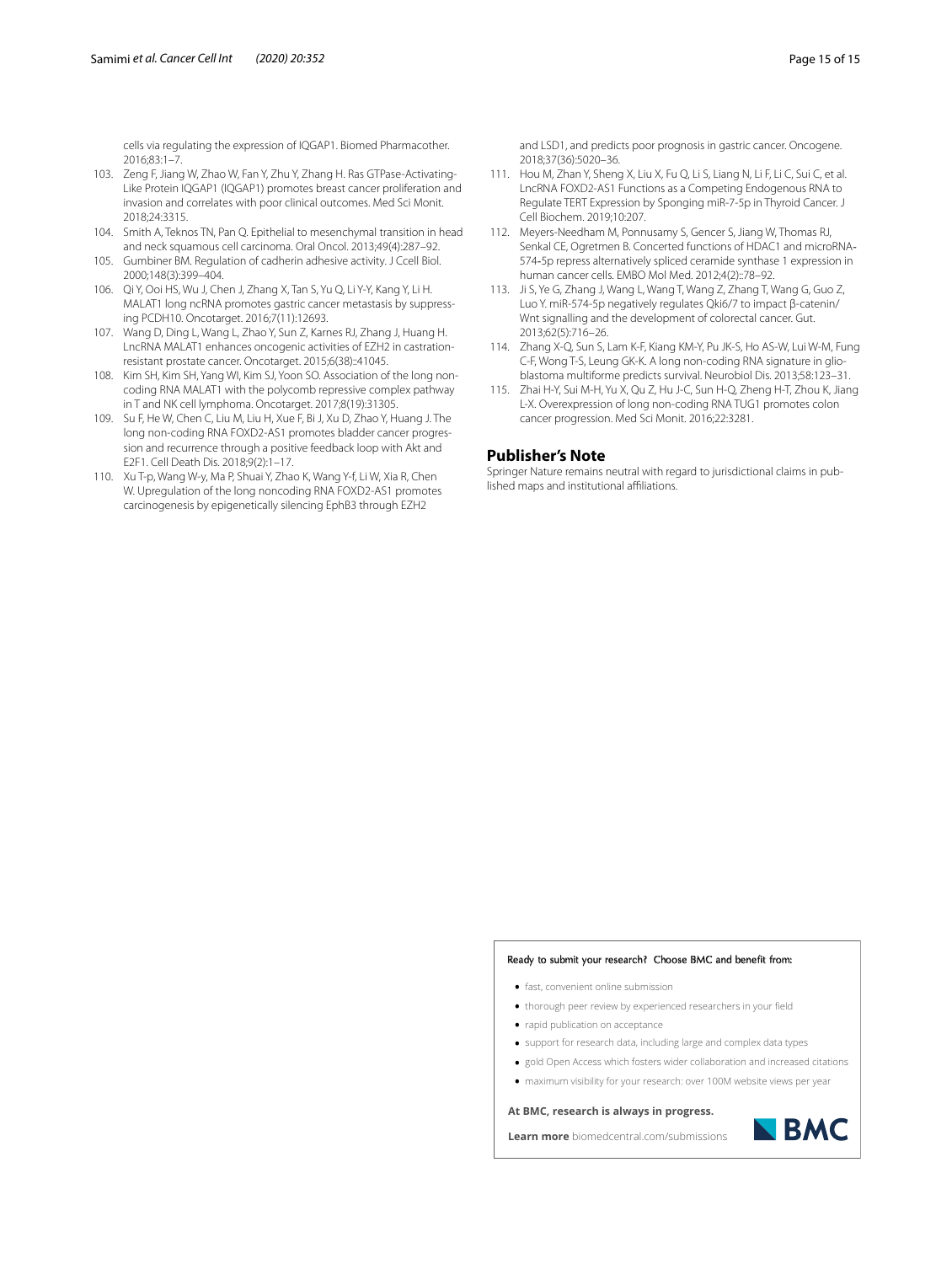cells via regulating the expression of IQGAP1. Biomed Pharmacother. 2016;83:1–7.

103. Zeng F, Jiang W, Zhao W, Fan Y, Zhu Y, Zhang H. Ras GTPase-Activating-Like Protein IQGAP1 (IQGAP1) promotes breast cancer proliferation and invasion and correlates with poor clinical outcomes. Med Sci Monit. 2018;24:3315.
104. Smith A, Teknos TN, Pan Q. Epithelial to mesenchymal transition in head and neck squamous cell carcinoma. Oral Oncol. 2013;49(4):287–92.
105. Gumbiner BM. Regulation of cadherin adhesive activity. J Ccell Biol. 2000;148(3):399–404.
106. Qi Y, Ooi HS, Wu J, Chen J, Zhang X, Tan S, Yu Q, Li Y-Y, Kang Y, Li H. MALAT1 long ncRNA promotes gastric cancer metastasis by suppressing PCDH10. Oncotarget. 2016;7(11):12693.
107. Wang D, Ding L, Wang L, Zhao Y, Sun Z, Karnes RJ, Zhang J, Huang H. LncRNA MALAT1 enhances oncogenic activities of EZH2 in castration-resistant prostate cancer. Oncotarget. 2015;6(38)::41045.
108. Kim SH, Kim SH, Yang WI, Kim SJ, Yoon SO. Association of the long non-coding RNA MALAT1 with the polycomb repressive complex pathway in T and NK cell lymphoma. Oncotarget. 2017;8(19):31305.
109. Su F, He W, Chen C, Liu M, Liu H, Xue F, Bi J, Xu D, Zhao Y, Huang J. The long non-coding RNA FOXD2-AS1 promotes bladder cancer progression and recurrence through a positive feedback loop with Akt and E2F1. Cell Death Dis. 2018;9(2):1–17.
110. Xu T-p, Wang W-y, Ma P, Shuai Y, Zhao K, Wang Y-f, Li W, Xia R, Chen W. Upregulation of the long noncoding RNA FOXD2-AS1 promotes carcinogenesis by epigenetically silencing EphB3 through EZH2 and LSD1, and predicts poor prognosis in gastric cancer. Oncogene. 2018;37(36):5020–36.
111. Hou M, Zhan Y, Sheng X, Liu X, Fu Q, Li S, Liang N, Li F, Li C, Sui C, et al. LncRNA FOXD2-AS1 Functions as a Competing Endogenous RNA to Regulate TERT Expression by Sponging miR-7-5p in Thyroid Cancer. J Cell Biochem. 2019;10:207.
112. Meyers-Needham M, Ponnusamy S, Gencer S, Jiang W, Thomas RJ, Senkal CE, Ogretmen B. Concerted functions of HDAC1 and microRNA-574-5p repress alternatively spliced ceramide synthase 1 expression in human cancer cells. EMBO Mol Med. 2012;4(2)::78–92.
113. Ji S, Ye G, Zhang J, Wang L, Wang T, Wang Z, Zhang T, Wang G, Guo Z, Luo Y. miR-574-5p negatively regulates Qki6/7 to impact β-catenin/Wnt signalling and the development of colorectal cancer. Gut. 2013;62(5):716–26.
114. Zhang X-Q, Sun S, Lam K-F, Kiang KM-Y, Pu JK-S, Ho AS-W, Lui W-M, Fung C-F, Wong T-S, Leung GK-K. A long non-coding RNA signature in glioblastoma multiforme predicts survival. Neurobiol Dis. 2013;58:123–31.
115. Zhai H-Y, Sui M-H, Yu X, Qu Z, Hu J-C, Sun H-Q, Zheng H-T, Zhou K, Jiang L-X. Overexpression of long non-coding RNA TUG1 promotes colon cancer progression. Med Sci Monit. 2016;22:3281.

## Publisher's Note

Springer Nature remains neutral with regard to jurisdictional claims in published maps and institutional affiliations.

Ready to submit your research? Choose BMC and benefit from:

- fast, convenient online submission
- thorough peer review by experienced researchers in your field
- rapid publication on acceptance
- support for research data, including large and complex data types
- gold Open Access which fosters wider collaboration and increased citations
- maximum visibility for your research: over 100M website views per year

**At BMC, research is always in progress.**

**Learn more** biomedcentral.com/submissions

BMC